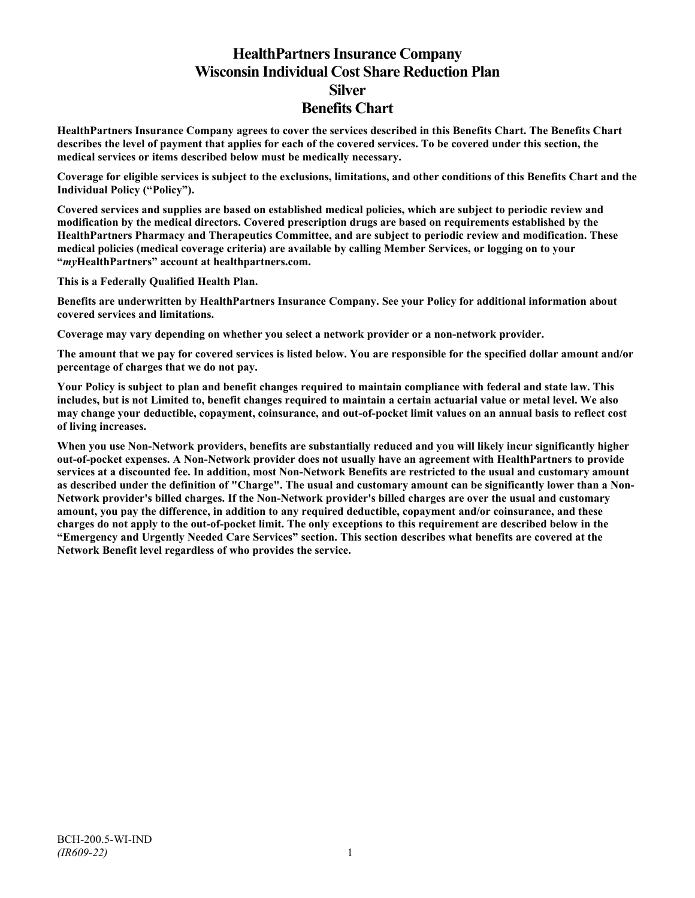# HealthPartners Insurance Company
# Wisconsin Individual Cost Share Reduction Plan
# Silver
# Benefits Chart

**HealthPartners Insurance Company agrees to cover the services described in this Benefits Chart. The Benefits Chart describes the level of payment that applies for each of the covered services. To be covered under this section, the medical services or items described below must be medically necessary.**

**Coverage for eligible services is subject to the exclusions, limitations, and other conditions of this Benefits Chart and the Individual Policy ("Policy").**

**Covered services and supplies are based on established medical policies, which are subject to periodic review and modification by the medical directors. Covered prescription drugs are based on requirements established by the HealthPartners Pharmacy and Therapeutics Committee, and are subject to periodic review and modification. These medical policies (medical coverage criteria) are available by calling Member Services, or logging on to your "*my*HealthPartners" account at healthpartners.com.**

**This is a Federally Qualified Health Plan.**

**Benefits are underwritten by HealthPartners Insurance Company. See your Policy for additional information about covered services and limitations.**

**Coverage may vary depending on whether you select a network provider or a non-network provider.**

**The amount that we pay for covered services is listed below. You are responsible for the specified dollar amount and/or percentage of charges that we do not pay.**

**Your Policy is subject to plan and benefit changes required to maintain compliance with federal and state law. This includes, but is not Limited to, benefit changes required to maintain a certain actuarial value or metal level. We also may change your deductible, copayment, coinsurance, and out-of-pocket limit values on an annual basis to reflect cost of living increases.**

**When you use Non-Network providers, benefits are substantially reduced and you will likely incur significantly higher out-of-pocket expenses. A Non-Network provider does not usually have an agreement with HealthPartners to provide services at a discounted fee. In addition, most Non-Network Benefits are restricted to the usual and customary amount as described under the definition of "Charge". The usual and customary amount can be significantly lower than a Non-Network provider's billed charges. If the Non-Network provider's billed charges are over the usual and customary amount, you pay the difference, in addition to any required deductible, copayment and/or coinsurance, and these charges do not apply to the out-of-pocket limit. The only exceptions to this requirement are described below in the "Emergency and Urgently Needed Care Services" section. This section describes what benefits are covered at the Network Benefit level regardless of who provides the service.**

BCH-200.5-WI-IND
*(IR609-22)*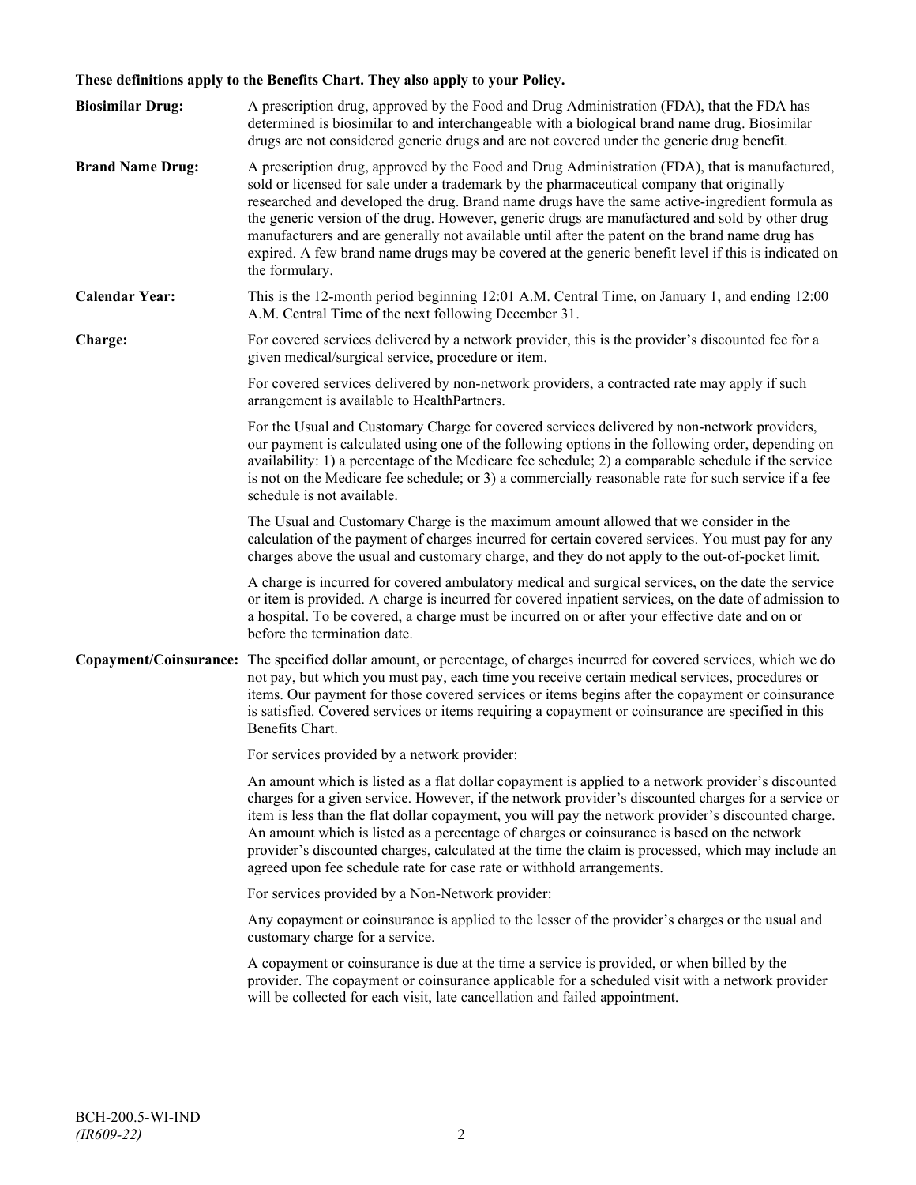**These definitions apply to the Benefits Chart. They also apply to your Policy.**

**Biosimilar Drug:** A prescription drug, approved by the Food and Drug Administration (FDA), that the FDA has determined is biosimilar to and interchangeable with a biological brand name drug. Biosimilar drugs are not considered generic drugs and are not covered under the generic drug benefit.

**Brand Name Drug:** A prescription drug, approved by the Food and Drug Administration (FDA), that is manufactured, sold or licensed for sale under a trademark by the pharmaceutical company that originally researched and developed the drug. Brand name drugs have the same active-ingredient formula as the generic version of the drug. However, generic drugs are manufactured and sold by other drug manufacturers and are generally not available until after the patent on the brand name drug has expired. A few brand name drugs may be covered at the generic benefit level if this is indicated on the formulary.

**Calendar Year:** This is the 12-month period beginning 12:01 A.M. Central Time, on January 1, and ending 12:00 A.M. Central Time of the next following December 31.

**Charge:** For covered services delivered by a network provider, this is the provider's discounted fee for a given medical/surgical service, procedure or item.

For covered services delivered by non-network providers, a contracted rate may apply if such arrangement is available to HealthPartners.

For the Usual and Customary Charge for covered services delivered by non-network providers, our payment is calculated using one of the following options in the following order, depending on availability: 1) a percentage of the Medicare fee schedule; 2) a comparable schedule if the service is not on the Medicare fee schedule; or 3) a commercially reasonable rate for such service if a fee schedule is not available.

The Usual and Customary Charge is the maximum amount allowed that we consider in the calculation of the payment of charges incurred for certain covered services. You must pay for any charges above the usual and customary charge, and they do not apply to the out-of-pocket limit.

A charge is incurred for covered ambulatory medical and surgical services, on the date the service or item is provided. A charge is incurred for covered inpatient services, on the date of admission to a hospital. To be covered, a charge must be incurred on or after your effective date and on or before the termination date.

**Copayment/Coinsurance:** The specified dollar amount, or percentage, of charges incurred for covered services, which we do not pay, but which you must pay, each time you receive certain medical services, procedures or items. Our payment for those covered services or items begins after the copayment or coinsurance is satisfied. Covered services or items requiring a copayment or coinsurance are specified in this Benefits Chart.

For services provided by a network provider:

An amount which is listed as a flat dollar copayment is applied to a network provider's discounted charges for a given service. However, if the network provider's discounted charges for a service or item is less than the flat dollar copayment, you will pay the network provider's discounted charge. An amount which is listed as a percentage of charges or coinsurance is based on the network provider's discounted charges, calculated at the time the claim is processed, which may include an agreed upon fee schedule rate for case rate or withhold arrangements.

For services provided by a Non-Network provider:

Any copayment or coinsurance is applied to the lesser of the provider's charges or the usual and customary charge for a service.

A copayment or coinsurance is due at the time a service is provided, or when billed by the provider. The copayment or coinsurance applicable for a scheduled visit with a network provider will be collected for each visit, late cancellation and failed appointment.

BCH-200.5-WI-IND
*(IR609-22)*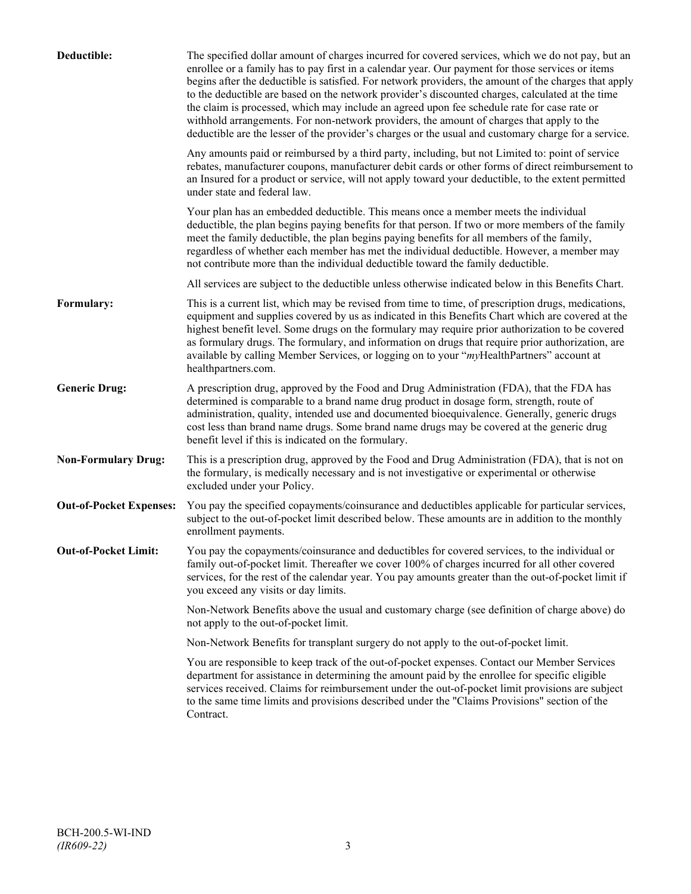**Deductible:** The specified dollar amount of charges incurred for covered services, which we do not pay, but an enrollee or a family has to pay first in a calendar year. Our payment for those services or items begins after the deductible is satisfied. For network providers, the amount of the charges that apply to the deductible are based on the network provider's discounted charges, calculated at the time the claim is processed, which may include an agreed upon fee schedule rate for case rate or withhold arrangements. For non-network providers, the amount of charges that apply to the deductible are the lesser of the provider's charges or the usual and customary charge for a service.

Any amounts paid or reimbursed by a third party, including, but not Limited to: point of service rebates, manufacturer coupons, manufacturer debit cards or other forms of direct reimbursement to an Insured for a product or service, will not apply toward your deductible, to the extent permitted under state and federal law.

Your plan has an embedded deductible. This means once a member meets the individual deductible, the plan begins paying benefits for that person. If two or more members of the family meet the family deductible, the plan begins paying benefits for all members of the family, regardless of whether each member has met the individual deductible. However, a member may not contribute more than the individual deductible toward the family deductible.

All services are subject to the deductible unless otherwise indicated below in this Benefits Chart.

**Formulary:** This is a current list, which may be revised from time to time, of prescription drugs, medications, equipment and supplies covered by us as indicated in this Benefits Chart which are covered at the highest benefit level. Some drugs on the formulary may require prior authorization to be covered as formulary drugs. The formulary, and information on drugs that require prior authorization, are available by calling Member Services, or logging on to your "*my*HealthPartners" account at healthpartners.com.

**Generic Drug:** A prescription drug, approved by the Food and Drug Administration (FDA), that the FDA has determined is comparable to a brand name drug product in dosage form, strength, route of administration, quality, intended use and documented bioequivalence. Generally, generic drugs cost less than brand name drugs. Some brand name drugs may be covered at the generic drug benefit level if this is indicated on the formulary.

**Non-Formulary Drug:** This is a prescription drug, approved by the Food and Drug Administration (FDA), that is not on the formulary, is medically necessary and is not investigative or experimental or otherwise excluded under your Policy.

**Out-of-Pocket Expenses:** You pay the specified copayments/coinsurance and deductibles applicable for particular services, subject to the out-of-pocket limit described below. These amounts are in addition to the monthly enrollment payments.

**Out-of-Pocket Limit:** You pay the copayments/coinsurance and deductibles for covered services, to the individual or family out-of-pocket limit. Thereafter we cover 100% of charges incurred for all other covered services, for the rest of the calendar year. You pay amounts greater than the out-of-pocket limit if you exceed any visits or day limits.

Non-Network Benefits above the usual and customary charge (see definition of charge above) do not apply to the out-of-pocket limit.

Non-Network Benefits for transplant surgery do not apply to the out-of-pocket limit.

You are responsible to keep track of the out-of-pocket expenses. Contact our Member Services department for assistance in determining the amount paid by the enrollee for specific eligible services received. Claims for reimbursement under the out-of-pocket limit provisions are subject to the same time limits and provisions described under the "Claims Provisions" section of the Contract.

BCH-200.5-WI-IND
*(IR609-22)*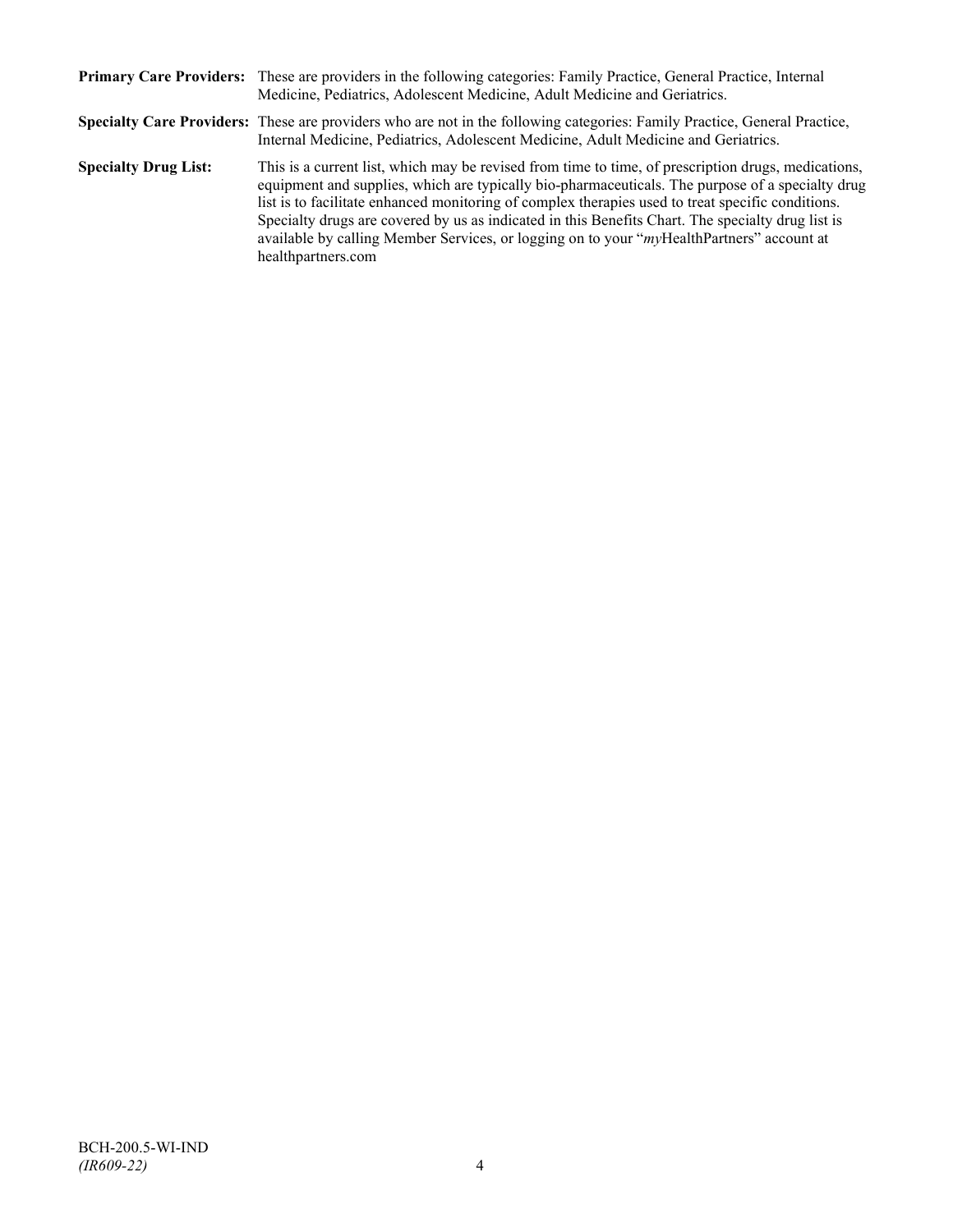**Primary Care Providers:** These are providers in the following categories: Family Practice, General Practice, Internal Medicine, Pediatrics, Adolescent Medicine, Adult Medicine and Geriatrics.

**Specialty Care Providers:** These are providers who are not in the following categories: Family Practice, General Practice, Internal Medicine, Pediatrics, Adolescent Medicine, Adult Medicine and Geriatrics.

**Specialty Drug List:** This is a current list, which may be revised from time to time, of prescription drugs, medications, equipment and supplies, which are typically bio-pharmaceuticals. The purpose of a specialty drug list is to facilitate enhanced monitoring of complex therapies used to treat specific conditions. Specialty drugs are covered by us as indicated in this Benefits Chart. The specialty drug list is available by calling Member Services, or logging on to your "*my*HealthPartners" account at healthpartners.com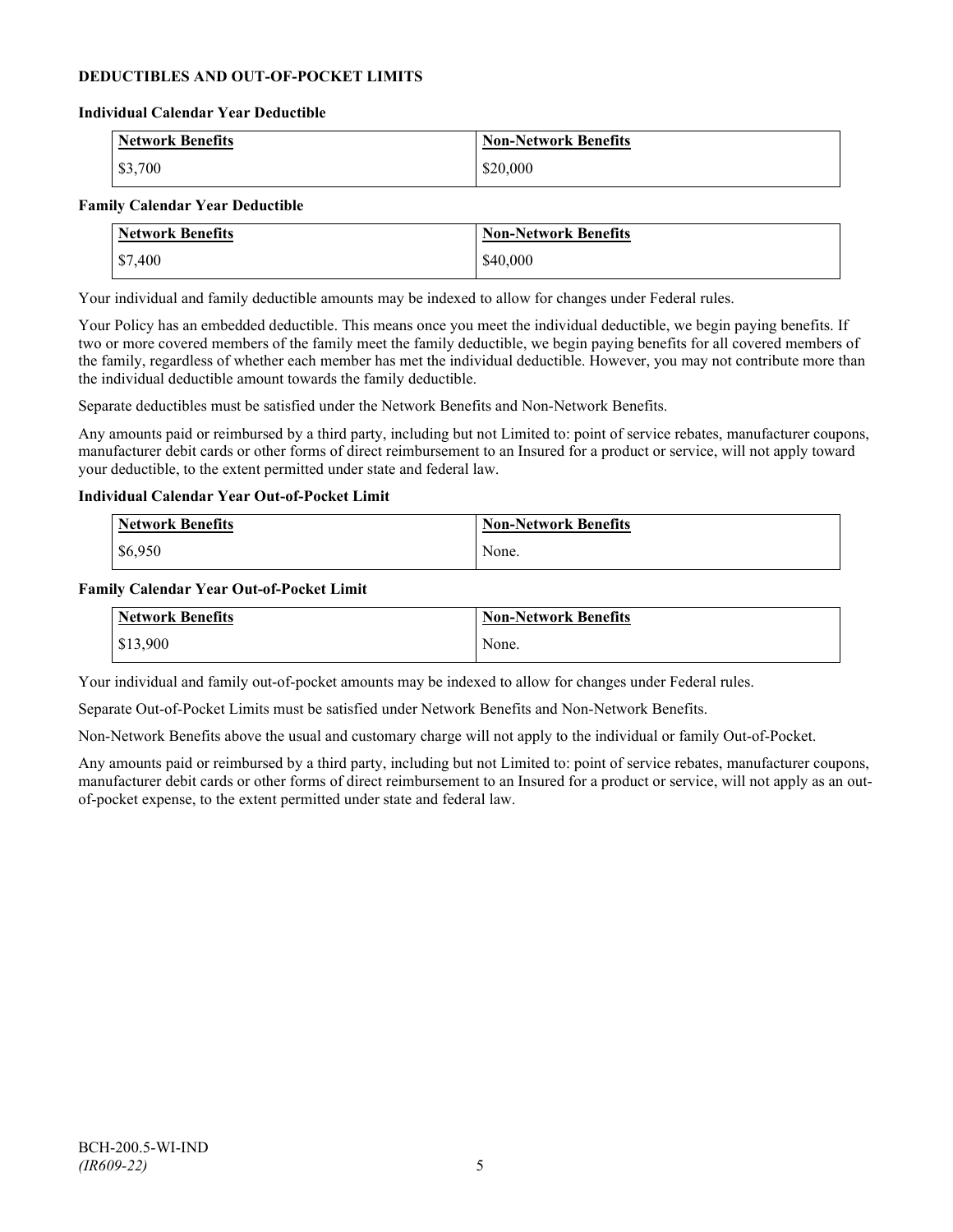## DEDUCTIBLES AND OUT-OF-POCKET LIMITS

**Individual Calendar Year Deductible**

| Network Benefits | Non-Network Benefits |
|---|---|
| $3,700 | $20,000 |

**Family Calendar Year Deductible**

| Network Benefits | Non-Network Benefits |
|---|---|
| $7,400 | $40,000 |

Your individual and family deductible amounts may be indexed to allow for changes under Federal rules.

Your Policy has an embedded deductible. This means once you meet the individual deductible, we begin paying benefits. If two or more covered members of the family meet the family deductible, we begin paying benefits for all covered members of the family, regardless of whether each member has met the individual deductible. However, you may not contribute more than the individual deductible amount towards the family deductible.

Separate deductibles must be satisfied under the Network Benefits and Non-Network Benefits.

Any amounts paid or reimbursed by a third party, including but not Limited to: point of service rebates, manufacturer coupons, manufacturer debit cards or other forms of direct reimbursement to an Insured for a product or service, will not apply toward your deductible, to the extent permitted under state and federal law.

**Individual Calendar Year Out-of-Pocket Limit**

| Network Benefits | Non-Network Benefits |
|---|---|
| $6,950 | None. |

**Family Calendar Year Out-of-Pocket Limit**

| Network Benefits | Non-Network Benefits |
|---|---|
| $13,900 | None. |

Your individual and family out-of-pocket amounts may be indexed to allow for changes under Federal rules.

Separate Out-of-Pocket Limits must be satisfied under Network Benefits and Non-Network Benefits.

Non-Network Benefits above the usual and customary charge will not apply to the individual or family Out-of-Pocket.

Any amounts paid or reimbursed by a third party, including but not Limited to: point of service rebates, manufacturer coupons, manufacturer debit cards or other forms of direct reimbursement to an Insured for a product or service, will not apply as an out-of-pocket expense, to the extent permitted under state and federal law.

BCH-200.5-WI-IND
*(IR609-22)*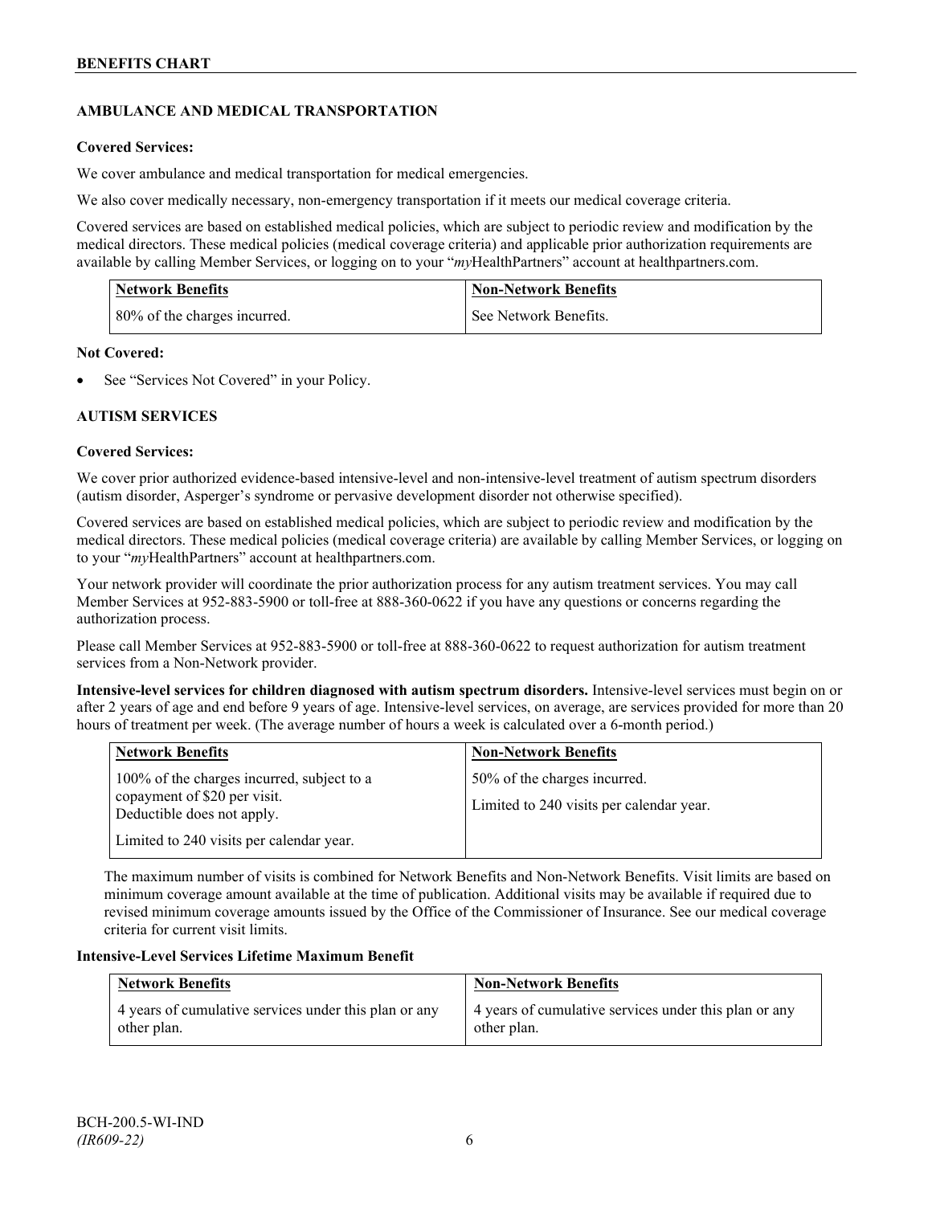## AMBULANCE AND MEDICAL TRANSPORTATION

**Covered Services:**

We cover ambulance and medical transportation for medical emergencies.

We also cover medically necessary, non-emergency transportation if it meets our medical coverage criteria.

Covered services are based on established medical policies, which are subject to periodic review and modification by the medical directors. These medical policies (medical coverage criteria) and applicable prior authorization requirements are available by calling Member Services, or logging on to your "*my*HealthPartners" account at healthpartners.com.

| Network Benefits | Non-Network Benefits |
|---|---|
| 80% of the charges incurred. | See Network Benefits. |

**Not Covered:**

- See "Services Not Covered" in your Policy.

## AUTISM SERVICES

**Covered Services:**

We cover prior authorized evidence-based intensive-level and non-intensive-level treatment of autism spectrum disorders (autism disorder, Asperger's syndrome or pervasive development disorder not otherwise specified).

Covered services are based on established medical policies, which are subject to periodic review and modification by the medical directors. These medical policies (medical coverage criteria) are available by calling Member Services, or logging on to your "*my*HealthPartners" account at healthpartners.com.

Your network provider will coordinate the prior authorization process for any autism treatment services. You may call Member Services at 952-883-5900 or toll-free at 888-360-0622 if you have any questions or concerns regarding the authorization process.

Please call Member Services at 952-883-5900 or toll-free at 888-360-0622 to request authorization for autism treatment services from a Non-Network provider.

**Intensive-level services for children diagnosed with autism spectrum disorders.** Intensive-level services must begin on or after 2 years of age and end before 9 years of age. Intensive-level services, on average, are services provided for more than 20 hours of treatment per week. (The average number of hours a week is calculated over a 6-month period.)

| Network Benefits | Non-Network Benefits |
|---|---|
| 100% of the charges incurred, subject to a copayment of $20 per visit. Deductible does not apply.<br><br>Limited to 240 visits per calendar year. | 50% of the charges incurred.<br><br>Limited to 240 visits per calendar year. |

The maximum number of visits is combined for Network Benefits and Non-Network Benefits. Visit limits are based on minimum coverage amount available at the time of publication. Additional visits may be available if required due to revised minimum coverage amounts issued by the Office of the Commissioner of Insurance. See our medical coverage criteria for current visit limits.

**Intensive-Level Services Lifetime Maximum Benefit**

| Network Benefits | Non-Network Benefits |
|---|---|
| 4 years of cumulative services under this plan or any other plan. | 4 years of cumulative services under this plan or any other plan. |

BCH-200.5-WI-IND
*(IR609-22)*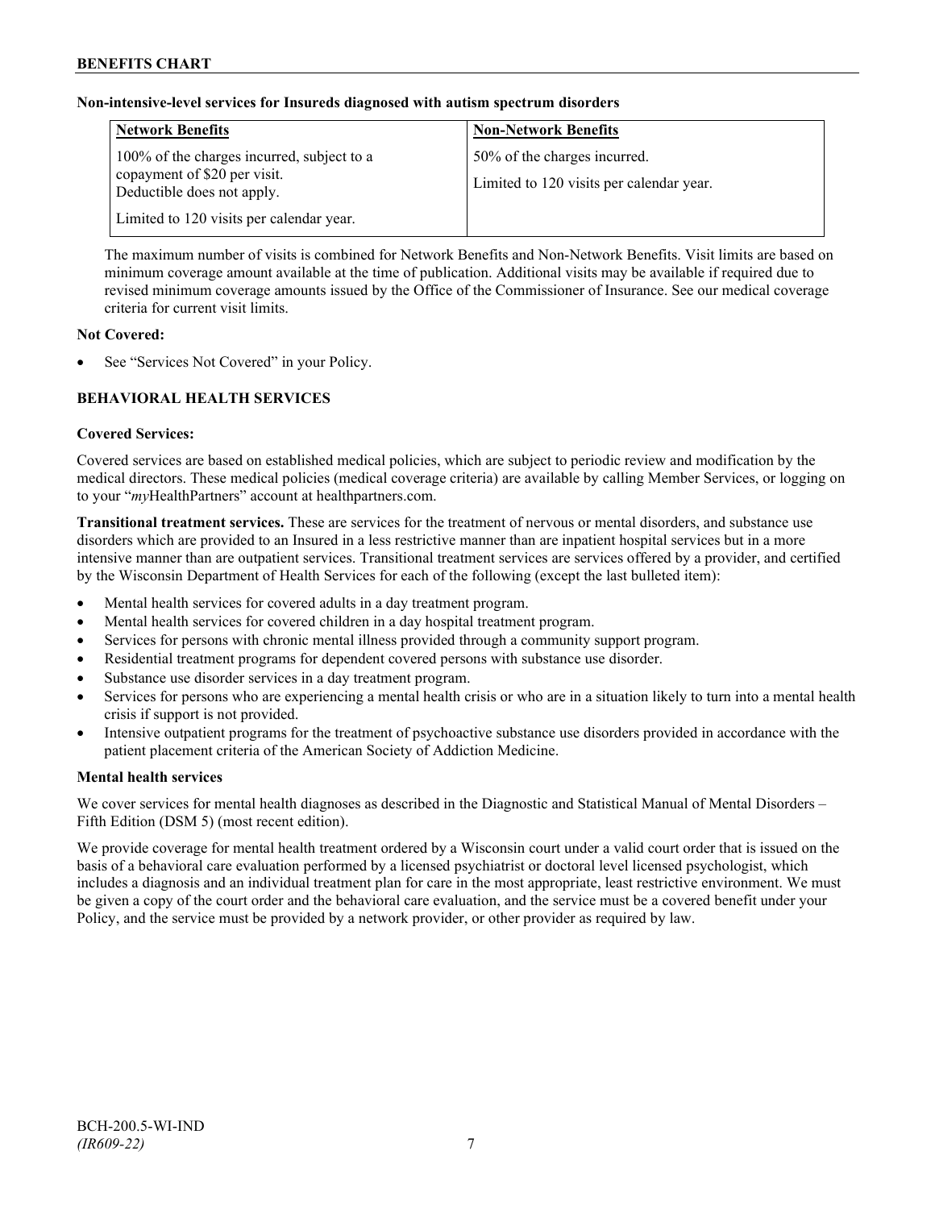**BENEFITS CHART**

**Non-intensive-level services for Insureds diagnosed with autism spectrum disorders**

| Network Benefits | Non-Network Benefits |
| --- | --- |
| 100% of the charges incurred, subject to a copayment of $20 per visit. Deductible does not apply.<br><br>Limited to 120 visits per calendar year. | 50% of the charges incurred.<br><br>Limited to 120 visits per calendar year. |

The maximum number of visits is combined for Network Benefits and Non-Network Benefits. Visit limits are based on minimum coverage amount available at the time of publication. Additional visits may be available if required due to revised minimum coverage amounts issued by the Office of the Commissioner of Insurance. See our medical coverage criteria for current visit limits.

**Not Covered:**

- See "Services Not Covered" in your Policy.

## BEHAVIORAL HEALTH SERVICES

**Covered Services:**

Covered services are based on established medical policies, which are subject to periodic review and modification by the medical directors. These medical policies (medical coverage criteria) are available by calling Member Services, or logging on to your "*my*HealthPartners" account at healthpartners.com.

**Transitional treatment services.** These are services for the treatment of nervous or mental disorders, and substance use disorders which are provided to an Insured in a less restrictive manner than are inpatient hospital services but in a more intensive manner than are outpatient services. Transitional treatment services are services offered by a provider, and certified by the Wisconsin Department of Health Services for each of the following (except the last bulleted item):

- Mental health services for covered adults in a day treatment program.
- Mental health services for covered children in a day hospital treatment program.
- Services for persons with chronic mental illness provided through a community support program.
- Residential treatment programs for dependent covered persons with substance use disorder.
- Substance use disorder services in a day treatment program.
- Services for persons who are experiencing a mental health crisis or who are in a situation likely to turn into a mental health crisis if support is not provided.
- Intensive outpatient programs for the treatment of psychoactive substance use disorders provided in accordance with the patient placement criteria of the American Society of Addiction Medicine.

**Mental health services**

We cover services for mental health diagnoses as described in the Diagnostic and Statistical Manual of Mental Disorders – Fifth Edition (DSM 5) (most recent edition).

We provide coverage for mental health treatment ordered by a Wisconsin court under a valid court order that is issued on the basis of a behavioral care evaluation performed by a licensed psychiatrist or doctoral level licensed psychologist, which includes a diagnosis and an individual treatment plan for care in the most appropriate, least restrictive environment. We must be given a copy of the court order and the behavioral care evaluation, and the service must be a covered benefit under your Policy, and the service must be provided by a network provider, or other provider as required by law.

BCH-200.5-WI-IND
*(IR609-22)*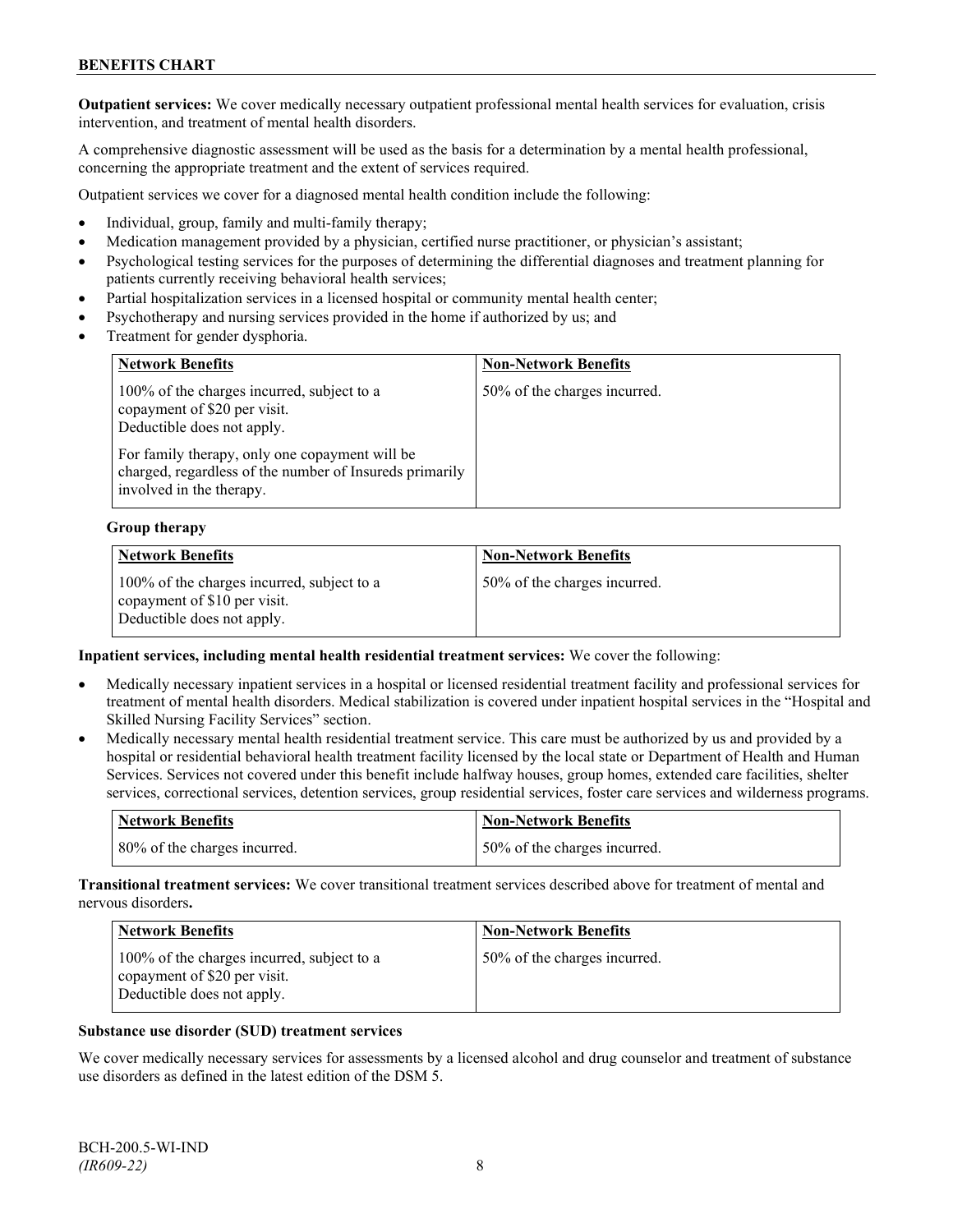**Outpatient services:** We cover medically necessary outpatient professional mental health services for evaluation, crisis intervention, and treatment of mental health disorders.

A comprehensive diagnostic assessment will be used as the basis for a determination by a mental health professional, concerning the appropriate treatment and the extent of services required.

Outpatient services we cover for a diagnosed mental health condition include the following:

- Individual, group, family and multi-family therapy;
- Medication management provided by a physician, certified nurse practitioner, or physician's assistant;
- Psychological testing services for the purposes of determining the differential diagnoses and treatment planning for patients currently receiving behavioral health services;
- Partial hospitalization services in a licensed hospital or community mental health center;
- Psychotherapy and nursing services provided in the home if authorized by us; and
- Treatment for gender dysphoria.

| Network Benefits | Non-Network Benefits |
| --- | --- |
| 100% of the charges incurred, subject to a copayment of $20 per visit. Deductible does not apply.<br><br>For family therapy, only one copayment will be charged, regardless of the number of Insureds primarily involved in the therapy. | 50% of the charges incurred. |

**Group therapy**

| Network Benefits | Non-Network Benefits |
| --- | --- |
| 100% of the charges incurred, subject to a copayment of $10 per visit. Deductible does not apply. | 50% of the charges incurred. |

**Inpatient services, including mental health residential treatment services:** We cover the following:

- Medically necessary inpatient services in a hospital or licensed residential treatment facility and professional services for treatment of mental health disorders. Medical stabilization is covered under inpatient hospital services in the "Hospital and Skilled Nursing Facility Services" section.
- Medically necessary mental health residential treatment service. This care must be authorized by us and provided by a hospital or residential behavioral health treatment facility licensed by the local state or Department of Health and Human Services. Services not covered under this benefit include halfway houses, group homes, extended care facilities, shelter services, correctional services, detention services, group residential services, foster care services and wilderness programs.

| Network Benefits | Non-Network Benefits |
| --- | --- |
| 80% of the charges incurred. | 50% of the charges incurred. |

**Transitional treatment services:** We cover transitional treatment services described above for treatment of mental and nervous disorders**.**

| Network Benefits | Non-Network Benefits |
| --- | --- |
| 100% of the charges incurred, subject to a copayment of $20 per visit. Deductible does not apply. | 50% of the charges incurred. |

**Substance use disorder (SUD) treatment services**

We cover medically necessary services for assessments by a licensed alcohol and drug counselor and treatment of substance use disorders as defined in the latest edition of the DSM 5.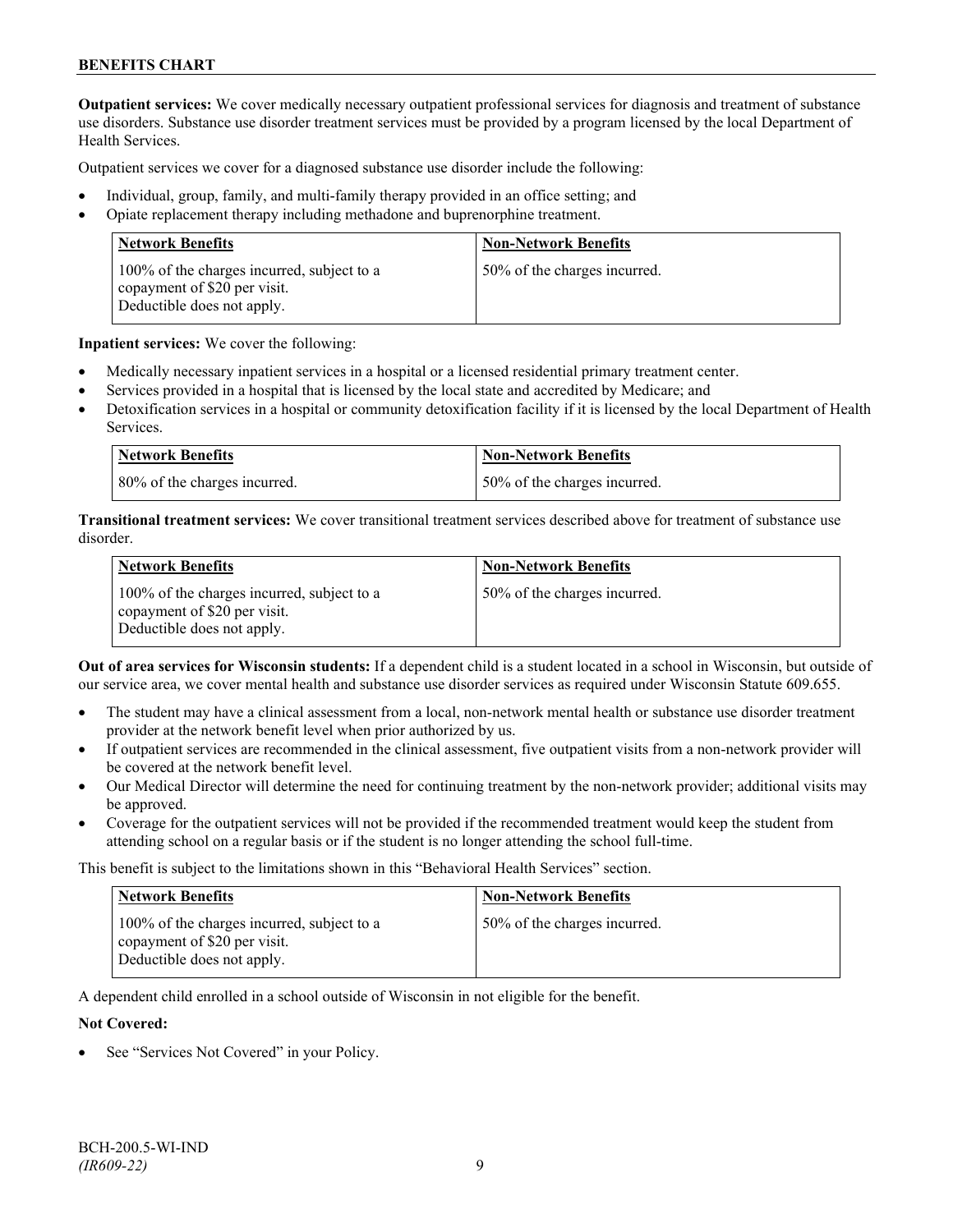**Outpatient services:** We cover medically necessary outpatient professional services for diagnosis and treatment of substance use disorders. Substance use disorder treatment services must be provided by a program licensed by the local Department of Health Services.

Outpatient services we cover for a diagnosed substance use disorder include the following:

- Individual, group, family, and multi-family therapy provided in an office setting; and
- Opiate replacement therapy including methadone and buprenorphine treatment.

| Network Benefits | Non-Network Benefits |
|---|---|
| 100% of the charges incurred, subject to a copayment of $20 per visit. Deductible does not apply. | 50% of the charges incurred. |

**Inpatient services:** We cover the following:

- Medically necessary inpatient services in a hospital or a licensed residential primary treatment center.
- Services provided in a hospital that is licensed by the local state and accredited by Medicare; and
- Detoxification services in a hospital or community detoxification facility if it is licensed by the local Department of Health Services.

| Network Benefits | Non-Network Benefits |
|---|---|
| 80% of the charges incurred. | 50% of the charges incurred. |

**Transitional treatment services:** We cover transitional treatment services described above for treatment of substance use disorder.

| Network Benefits | Non-Network Benefits |
|---|---|
| 100% of the charges incurred, subject to a copayment of $20 per visit. Deductible does not apply. | 50% of the charges incurred. |

**Out of area services for Wisconsin students:** If a dependent child is a student located in a school in Wisconsin, but outside of our service area, we cover mental health and substance use disorder services as required under Wisconsin Statute 609.655.

- The student may have a clinical assessment from a local, non-network mental health or substance use disorder treatment provider at the network benefit level when prior authorized by us.
- If outpatient services are recommended in the clinical assessment, five outpatient visits from a non-network provider will be covered at the network benefit level.
- Our Medical Director will determine the need for continuing treatment by the non-network provider; additional visits may be approved.
- Coverage for the outpatient services will not be provided if the recommended treatment would keep the student from attending school on a regular basis or if the student is no longer attending the school full-time.

This benefit is subject to the limitations shown in this "Behavioral Health Services" section.

| Network Benefits | Non-Network Benefits |
|---|---|
| 100% of the charges incurred, subject to a copayment of $20 per visit. Deductible does not apply. | 50% of the charges incurred. |

A dependent child enrolled in a school outside of Wisconsin in not eligible for the benefit.

**Not Covered:**

- See "Services Not Covered" in your Policy.

BCH-200.5-WI-IND
*(IR609-22)*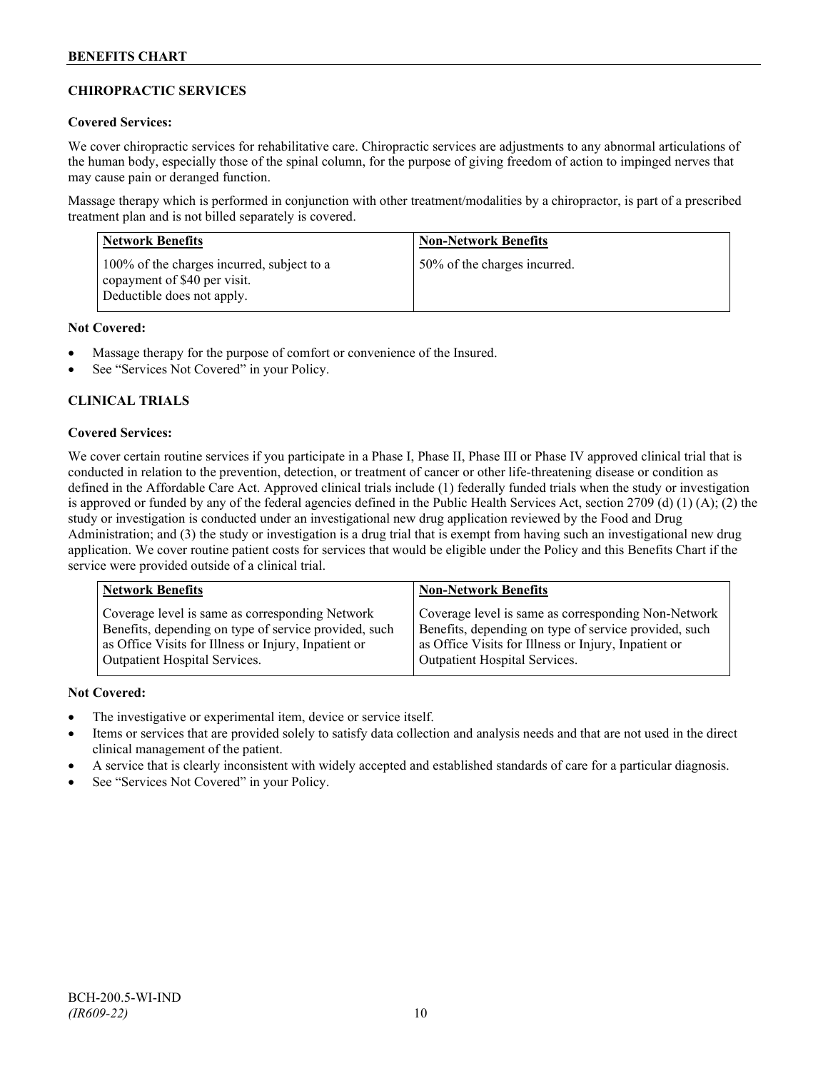## CHIROPRACTIC SERVICES

**Covered Services:**

We cover chiropractic services for rehabilitative care. Chiropractic services are adjustments to any abnormal articulations of the human body, especially those of the spinal column, for the purpose of giving freedom of action to impinged nerves that may cause pain or deranged function.

Massage therapy which is performed in conjunction with other treatment/modalities by a chiropractor, is part of a prescribed treatment plan and is not billed separately is covered.

| Network Benefits | Non-Network Benefits |
|---|---|
| 100% of the charges incurred, subject to a copayment of $40 per visit. Deductible does not apply. | 50% of the charges incurred. |

**Not Covered:**

- Massage therapy for the purpose of comfort or convenience of the Insured.
- See "Services Not Covered" in your Policy.

## CLINICAL TRIALS

**Covered Services:**

We cover certain routine services if you participate in a Phase I, Phase II, Phase III or Phase IV approved clinical trial that is conducted in relation to the prevention, detection, or treatment of cancer or other life-threatening disease or condition as defined in the Affordable Care Act. Approved clinical trials include (1) federally funded trials when the study or investigation is approved or funded by any of the federal agencies defined in the Public Health Services Act, section 2709 (d) (1) (A); (2) the study or investigation is conducted under an investigational new drug application reviewed by the Food and Drug Administration; and (3) the study or investigation is a drug trial that is exempt from having such an investigational new drug application. We cover routine patient costs for services that would be eligible under the Policy and this Benefits Chart if the service were provided outside of a clinical trial.

| Network Benefits | Non-Network Benefits |
|---|---|
| Coverage level is same as corresponding Network Benefits, depending on type of service provided, such as Office Visits for Illness or Injury, Inpatient or Outpatient Hospital Services. | Coverage level is same as corresponding Non-Network Benefits, depending on type of service provided, such as Office Visits for Illness or Injury, Inpatient or Outpatient Hospital Services. |

**Not Covered:**

- The investigative or experimental item, device or service itself.
- Items or services that are provided solely to satisfy data collection and analysis needs and that are not used in the direct clinical management of the patient.
- A service that is clearly inconsistent with widely accepted and established standards of care for a particular diagnosis.
- See "Services Not Covered" in your Policy.

BCH-200.5-WI-IND
*(IR609-22)*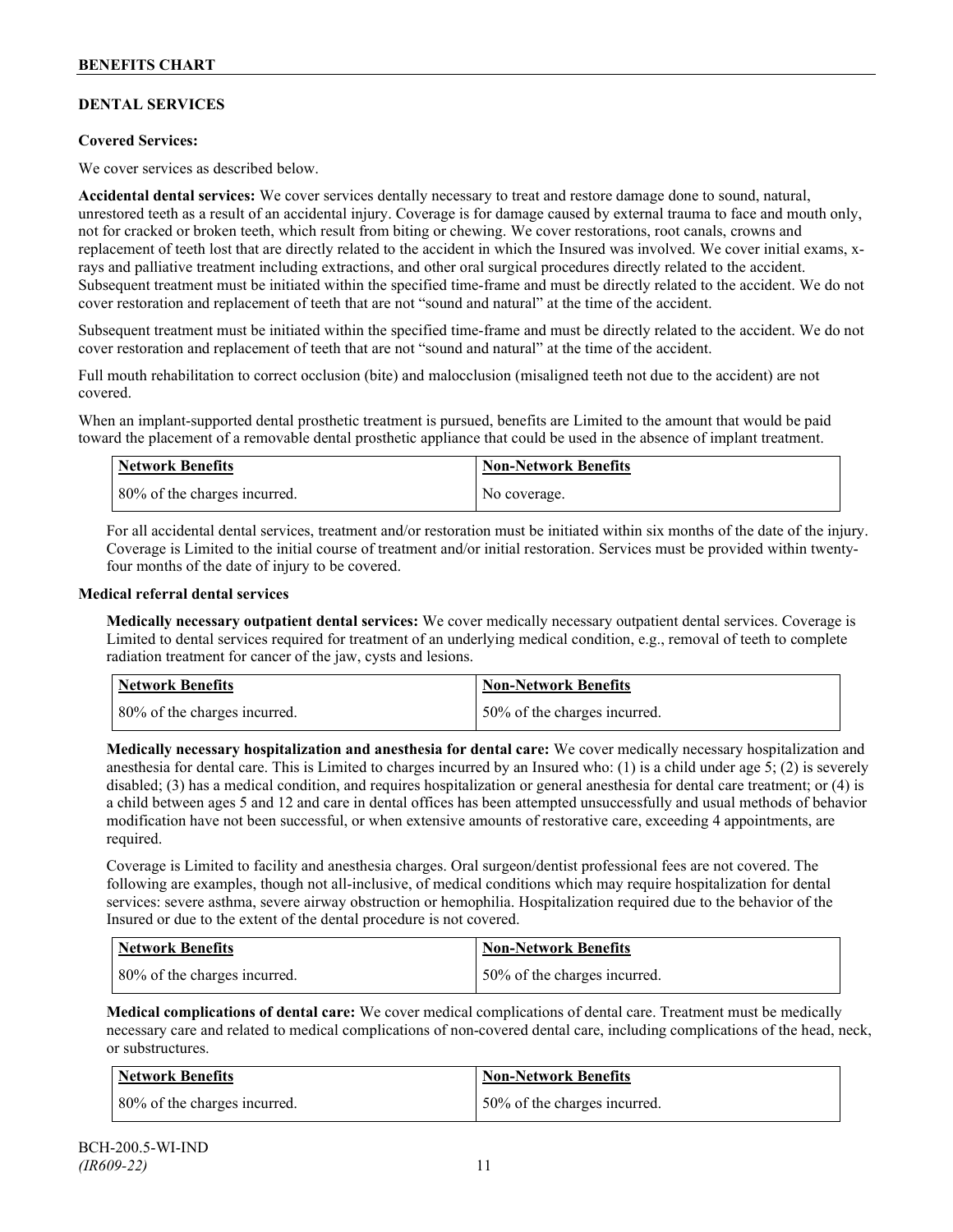## DENTAL SERVICES

**Covered Services:**

We cover services as described below.

**Accidental dental services:** We cover services dentally necessary to treat and restore damage done to sound, natural, unrestored teeth as a result of an accidental injury. Coverage is for damage caused by external trauma to face and mouth only, not for cracked or broken teeth, which result from biting or chewing. We cover restorations, root canals, crowns and replacement of teeth lost that are directly related to the accident in which the Insured was involved. We cover initial exams, x-rays and palliative treatment including extractions, and other oral surgical procedures directly related to the accident. Subsequent treatment must be initiated within the specified time-frame and must be directly related to the accident. We do not cover restoration and replacement of teeth that are not "sound and natural" at the time of the accident.

Subsequent treatment must be initiated within the specified time-frame and must be directly related to the accident. We do not cover restoration and replacement of teeth that are not "sound and natural" at the time of the accident.

Full mouth rehabilitation to correct occlusion (bite) and malocclusion (misaligned teeth not due to the accident) are not covered.

When an implant-supported dental prosthetic treatment is pursued, benefits are Limited to the amount that would be paid toward the placement of a removable dental prosthetic appliance that could be used in the absence of implant treatment.

| Network Benefits | Non-Network Benefits |
|---|---|
| 80% of the charges incurred. | No coverage. |

For all accidental dental services, treatment and/or restoration must be initiated within six months of the date of the injury. Coverage is Limited to the initial course of treatment and/or initial restoration. Services must be provided within twenty-four months of the date of injury to be covered.

**Medical referral dental services**

**Medically necessary outpatient dental services:** We cover medically necessary outpatient dental services. Coverage is Limited to dental services required for treatment of an underlying medical condition, e.g., removal of teeth to complete radiation treatment for cancer of the jaw, cysts and lesions.

| Network Benefits | Non-Network Benefits |
|---|---|
| 80% of the charges incurred. | 50% of the charges incurred. |

**Medically necessary hospitalization and anesthesia for dental care:** We cover medically necessary hospitalization and anesthesia for dental care. This is Limited to charges incurred by an Insured who: (1) is a child under age 5; (2) is severely disabled; (3) has a medical condition, and requires hospitalization or general anesthesia for dental care treatment; or (4) is a child between ages 5 and 12 and care in dental offices has been attempted unsuccessfully and usual methods of behavior modification have not been successful, or when extensive amounts of restorative care, exceeding 4 appointments, are required.

Coverage is Limited to facility and anesthesia charges. Oral surgeon/dentist professional fees are not covered. The following are examples, though not all-inclusive, of medical conditions which may require hospitalization for dental services: severe asthma, severe airway obstruction or hemophilia. Hospitalization required due to the behavior of the Insured or due to the extent of the dental procedure is not covered.

| Network Benefits | Non-Network Benefits |
|---|---|
| 80% of the charges incurred. | 50% of the charges incurred. |

**Medical complications of dental care:** We cover medical complications of dental care. Treatment must be medically necessary care and related to medical complications of non-covered dental care, including complications of the head, neck, or substructures.

| Network Benefits | Non-Network Benefits |
|---|---|
| 80% of the charges incurred. | 50% of the charges incurred. |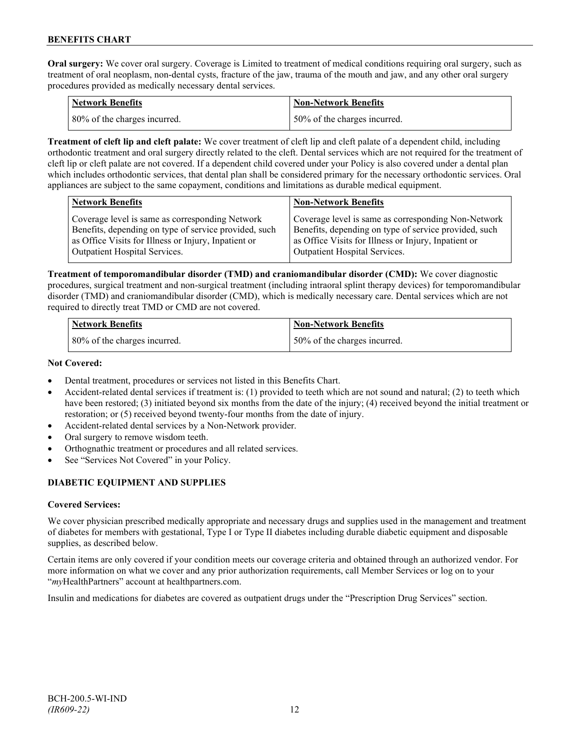**Oral surgery:** We cover oral surgery. Coverage is Limited to treatment of medical conditions requiring oral surgery, such as treatment of oral neoplasm, non-dental cysts, fracture of the jaw, trauma of the mouth and jaw, and any other oral surgery procedures provided as medically necessary dental services.

| Network Benefits | Non-Network Benefits |
|---|---|
| 80% of the charges incurred. | 50% of the charges incurred. |

**Treatment of cleft lip and cleft palate:** We cover treatment of cleft lip and cleft palate of a dependent child, including orthodontic treatment and oral surgery directly related to the cleft. Dental services which are not required for the treatment of cleft lip or cleft palate are not covered. If a dependent child covered under your Policy is also covered under a dental plan which includes orthodontic services, that dental plan shall be considered primary for the necessary orthodontic services. Oral appliances are subject to the same copayment, conditions and limitations as durable medical equipment.

| Network Benefits | Non-Network Benefits |
|---|---|
| Coverage level is same as corresponding Network Benefits, depending on type of service provided, such as Office Visits for Illness or Injury, Inpatient or Outpatient Hospital Services. | Coverage level is same as corresponding Non-Network Benefits, depending on type of service provided, such as Office Visits for Illness or Injury, Inpatient or Outpatient Hospital Services. |

**Treatment of temporomandibular disorder (TMD) and craniomandibular disorder (CMD):** We cover diagnostic procedures, surgical treatment and non-surgical treatment (including intraoral splint therapy devices) for temporomandibular disorder (TMD) and craniomandibular disorder (CMD), which is medically necessary care. Dental services which are not required to directly treat TMD or CMD are not covered.

| Network Benefits | Non-Network Benefits |
|---|---|
| 80% of the charges incurred. | 50% of the charges incurred. |

**Not Covered:**

- Dental treatment, procedures or services not listed in this Benefits Chart.
- Accident-related dental services if treatment is: (1) provided to teeth which are not sound and natural; (2) to teeth which have been restored; (3) initiated beyond six months from the date of the injury; (4) received beyond the initial treatment or restoration; or (5) received beyond twenty-four months from the date of injury.
- Accident-related dental services by a Non-Network provider.
- Oral surgery to remove wisdom teeth.
- Orthognathic treatment or procedures and all related services.
- See "Services Not Covered" in your Policy.

## DIABETIC EQUIPMENT AND SUPPLIES

**Covered Services:**

We cover physician prescribed medically appropriate and necessary drugs and supplies used in the management and treatment of diabetes for members with gestational, Type I or Type II diabetes including durable diabetic equipment and disposable supplies, as described below.

Certain items are only covered if your condition meets our coverage criteria and obtained through an authorized vendor. For more information on what we cover and any prior authorization requirements, call Member Services or log on to your "*my*HealthPartners" account at healthpartners.com.

Insulin and medications for diabetes are covered as outpatient drugs under the "Prescription Drug Services" section.

BCH-200.5-WI-IND
*(IR609-22)*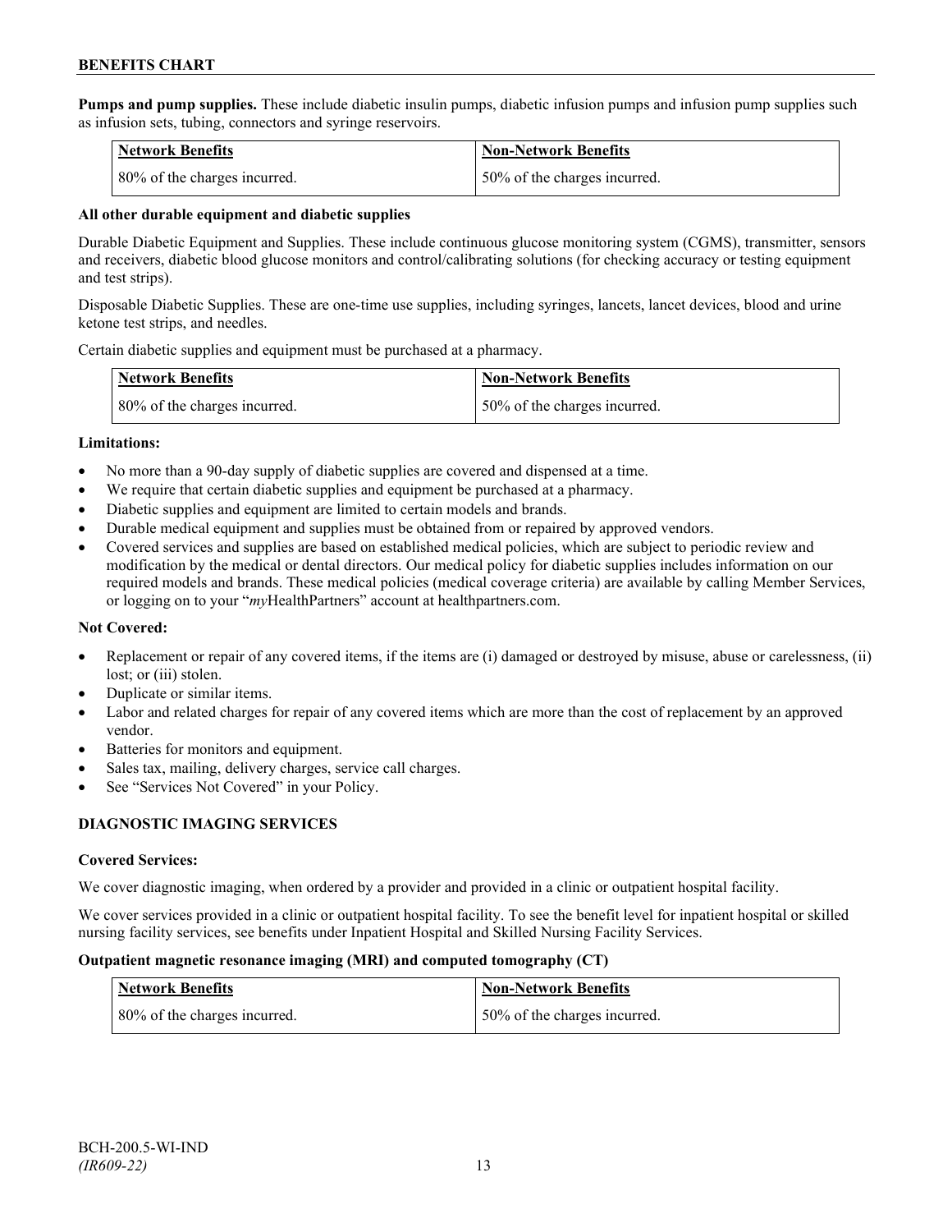**Pumps and pump supplies.** These include diabetic insulin pumps, diabetic infusion pumps and infusion pump supplies such as infusion sets, tubing, connectors and syringe reservoirs.

| Network Benefits | Non-Network Benefits |
| --- | --- |
| 80% of the charges incurred. | 50% of the charges incurred. |

**All other durable equipment and diabetic supplies**

Durable Diabetic Equipment and Supplies. These include continuous glucose monitoring system (CGMS), transmitter, sensors and receivers, diabetic blood glucose monitors and control/calibrating solutions (for checking accuracy or testing equipment and test strips).

Disposable Diabetic Supplies. These are one-time use supplies, including syringes, lancets, lancet devices, blood and urine ketone test strips, and needles.

Certain diabetic supplies and equipment must be purchased at a pharmacy.

| Network Benefits | Non-Network Benefits |
| --- | --- |
| 80% of the charges incurred. | 50% of the charges incurred. |

**Limitations:**

- No more than a 90-day supply of diabetic supplies are covered and dispensed at a time.
- We require that certain diabetic supplies and equipment be purchased at a pharmacy.
- Diabetic supplies and equipment are limited to certain models and brands.
- Durable medical equipment and supplies must be obtained from or repaired by approved vendors.
- Covered services and supplies are based on established medical policies, which are subject to periodic review and modification by the medical or dental directors. Our medical policy for diabetic supplies includes information on our required models and brands. These medical policies (medical coverage criteria) are available by calling Member Services, or logging on to your "*my*HealthPartners" account at healthpartners.com.

**Not Covered:**

- Replacement or repair of any covered items, if the items are (i) damaged or destroyed by misuse, abuse or carelessness, (ii) lost; or (iii) stolen.
- Duplicate or similar items.
- Labor and related charges for repair of any covered items which are more than the cost of replacement by an approved vendor.
- Batteries for monitors and equipment.
- Sales tax, mailing, delivery charges, service call charges.
- See "Services Not Covered" in your Policy.

## DIAGNOSTIC IMAGING SERVICES

**Covered Services:**

We cover diagnostic imaging, when ordered by a provider and provided in a clinic or outpatient hospital facility.

We cover services provided in a clinic or outpatient hospital facility. To see the benefit level for inpatient hospital or skilled nursing facility services, see benefits under Inpatient Hospital and Skilled Nursing Facility Services.

**Outpatient magnetic resonance imaging (MRI) and computed tomography (CT)**

| Network Benefits | Non-Network Benefits |
| --- | --- |
| 80% of the charges incurred. | 50% of the charges incurred. |

BCH-200.5-WI-IND
*(IR609-22)*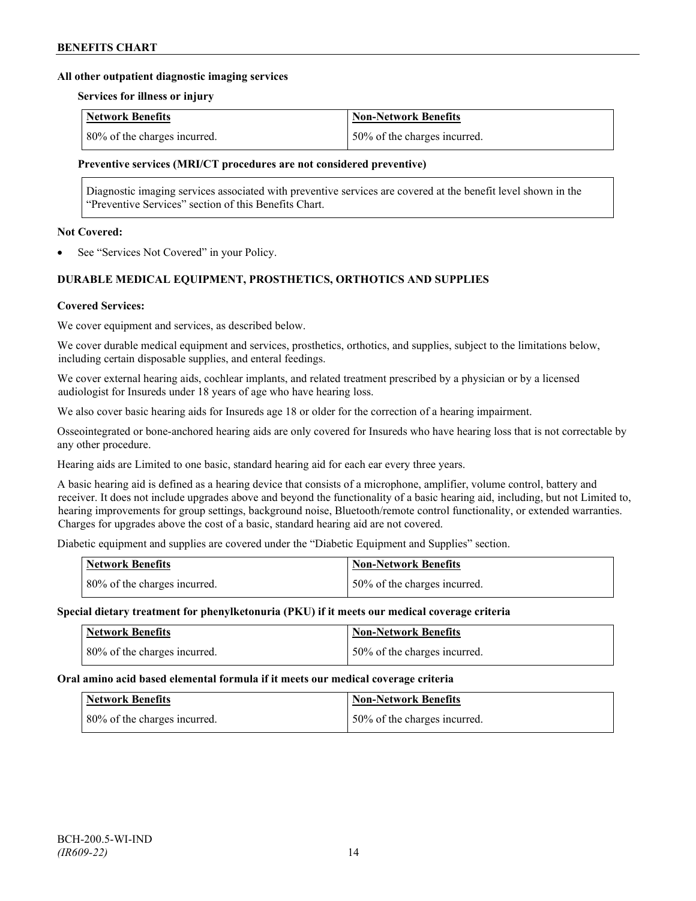**All other outpatient diagnostic imaging services**

**Services for illness or injury**

| Network Benefits | Non-Network Benefits |
| --- | --- |
| 80% of the charges incurred. | 50% of the charges incurred. |

**Preventive services (MRI/CT procedures are not considered preventive)**

Diagnostic imaging services associated with preventive services are covered at the benefit level shown in the "Preventive Services" section of this Benefits Chart.

**Not Covered:**

- See "Services Not Covered" in your Policy.

## DURABLE MEDICAL EQUIPMENT, PROSTHETICS, ORTHOTICS AND SUPPLIES

**Covered Services:**

We cover equipment and services, as described below.

We cover durable medical equipment and services, prosthetics, orthotics, and supplies, subject to the limitations below, including certain disposable supplies, and enteral feedings.

We cover external hearing aids, cochlear implants, and related treatment prescribed by a physician or by a licensed audiologist for Insureds under 18 years of age who have hearing loss.

We also cover basic hearing aids for Insureds age 18 or older for the correction of a hearing impairment.

Osseointegrated or bone-anchored hearing aids are only covered for Insureds who have hearing loss that is not correctable by any other procedure.

Hearing aids are Limited to one basic, standard hearing aid for each ear every three years.

A basic hearing aid is defined as a hearing device that consists of a microphone, amplifier, volume control, battery and receiver. It does not include upgrades above and beyond the functionality of a basic hearing aid, including, but not Limited to, hearing improvements for group settings, background noise, Bluetooth/remote control functionality, or extended warranties. Charges for upgrades above the cost of a basic, standard hearing aid are not covered.

Diabetic equipment and supplies are covered under the "Diabetic Equipment and Supplies" section.

| Network Benefits | Non-Network Benefits |
| --- | --- |
| 80% of the charges incurred. | 50% of the charges incurred. |

**Special dietary treatment for phenylketonuria (PKU) if it meets our medical coverage criteria**

| Network Benefits | Non-Network Benefits |
| --- | --- |
| 80% of the charges incurred. | 50% of the charges incurred. |

**Oral amino acid based elemental formula if it meets our medical coverage criteria**

| Network Benefits | Non-Network Benefits |
| --- | --- |
| 80% of the charges incurred. | 50% of the charges incurred. |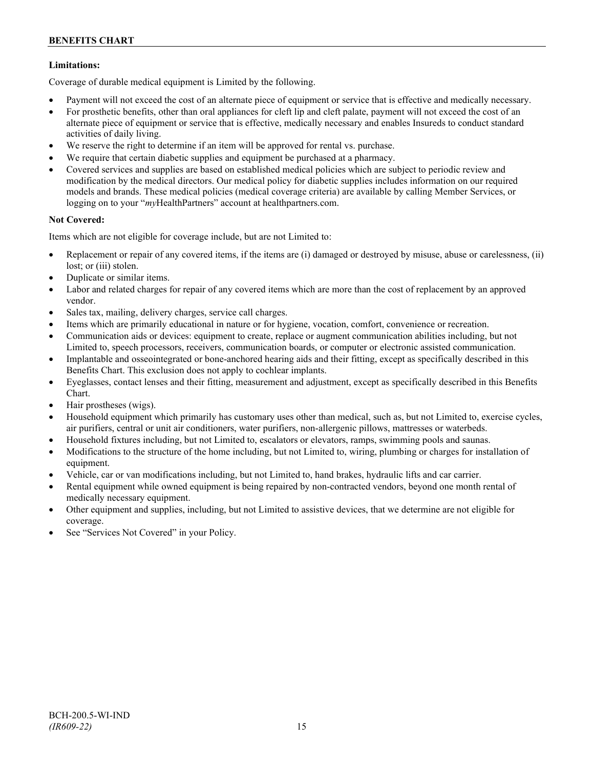**Limitations:**

Coverage of durable medical equipment is Limited by the following.

- Payment will not exceed the cost of an alternate piece of equipment or service that is effective and medically necessary.
- For prosthetic benefits, other than oral appliances for cleft lip and cleft palate, payment will not exceed the cost of an alternate piece of equipment or service that is effective, medically necessary and enables Insureds to conduct standard activities of daily living.
- We reserve the right to determine if an item will be approved for rental vs. purchase.
- We require that certain diabetic supplies and equipment be purchased at a pharmacy.
- Covered services and supplies are based on established medical policies which are subject to periodic review and modification by the medical directors. Our medical policy for diabetic supplies includes information on our required models and brands. These medical policies (medical coverage criteria) are available by calling Member Services, or logging on to your "*my*HealthPartners" account at healthpartners.com.

**Not Covered:**

Items which are not eligible for coverage include, but are not Limited to:

- Replacement or repair of any covered items, if the items are (i) damaged or destroyed by misuse, abuse or carelessness, (ii) lost; or (iii) stolen.
- Duplicate or similar items.
- Labor and related charges for repair of any covered items which are more than the cost of replacement by an approved vendor.
- Sales tax, mailing, delivery charges, service call charges.
- Items which are primarily educational in nature or for hygiene, vocation, comfort, convenience or recreation.
- Communication aids or devices: equipment to create, replace or augment communication abilities including, but not Limited to, speech processors, receivers, communication boards, or computer or electronic assisted communication.
- Implantable and osseointegrated or bone-anchored hearing aids and their fitting, except as specifically described in this Benefits Chart. This exclusion does not apply to cochlear implants.
- Eyeglasses, contact lenses and their fitting, measurement and adjustment, except as specifically described in this Benefits Chart.
- Hair prostheses (wigs).
- Household equipment which primarily has customary uses other than medical, such as, but not Limited to, exercise cycles, air purifiers, central or unit air conditioners, water purifiers, non-allergenic pillows, mattresses or waterbeds.
- Household fixtures including, but not Limited to, escalators or elevators, ramps, swimming pools and saunas.
- Modifications to the structure of the home including, but not Limited to, wiring, plumbing or charges for installation of equipment.
- Vehicle, car or van modifications including, but not Limited to, hand brakes, hydraulic lifts and car carrier.
- Rental equipment while owned equipment is being repaired by non-contracted vendors, beyond one month rental of medically necessary equipment.
- Other equipment and supplies, including, but not Limited to assistive devices, that we determine are not eligible for coverage.
- See "Services Not Covered" in your Policy.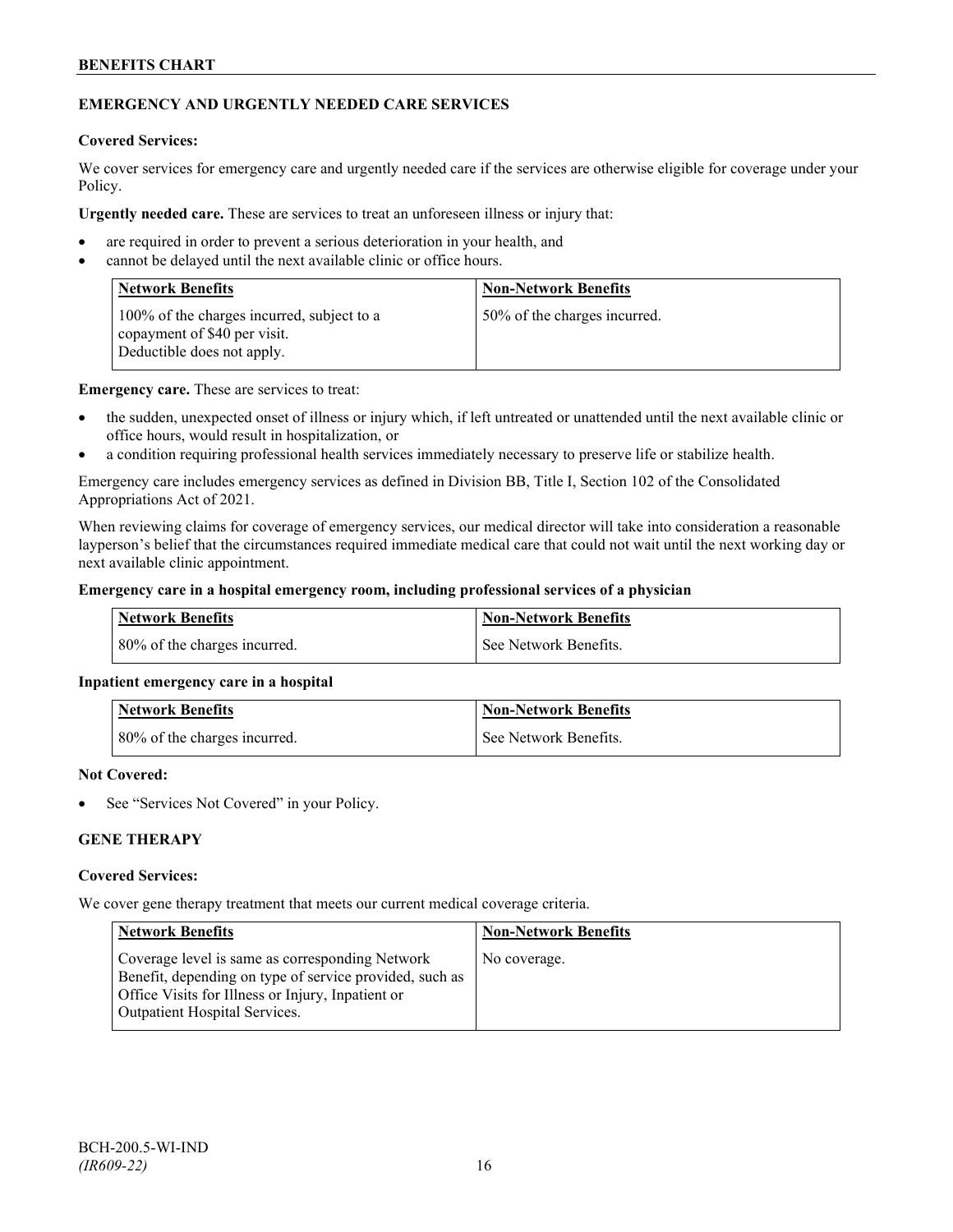## EMERGENCY AND URGENTLY NEEDED CARE SERVICES

**Covered Services:**

We cover services for emergency care and urgently needed care if the services are otherwise eligible for coverage under your Policy.

**Urgently needed care.** These are services to treat an unforeseen illness or injury that:

- are required in order to prevent a serious deterioration in your health, and
- cannot be delayed until the next available clinic or office hours.

| Network Benefits | Non-Network Benefits |
| --- | --- |
| 100% of the charges incurred, subject to a copayment of $40 per visit. Deductible does not apply. | 50% of the charges incurred. |

**Emergency care.** These are services to treat:

- the sudden, unexpected onset of illness or injury which, if left untreated or unattended until the next available clinic or office hours, would result in hospitalization, or
- a condition requiring professional health services immediately necessary to preserve life or stabilize health.

Emergency care includes emergency services as defined in Division BB, Title I, Section 102 of the Consolidated Appropriations Act of 2021.

When reviewing claims for coverage of emergency services, our medical director will take into consideration a reasonable layperson's belief that the circumstances required immediate medical care that could not wait until the next working day or next available clinic appointment.

**Emergency care in a hospital emergency room, including professional services of a physician**

| Network Benefits | Non-Network Benefits |
| --- | --- |
| 80% of the charges incurred. | See Network Benefits. |

**Inpatient emergency care in a hospital**

| Network Benefits | Non-Network Benefits |
| --- | --- |
| 80% of the charges incurred. | See Network Benefits. |

**Not Covered:**

- See "Services Not Covered" in your Policy.

## GENE THERAPY

**Covered Services:**

We cover gene therapy treatment that meets our current medical coverage criteria.

| Network Benefits | Non-Network Benefits |
| --- | --- |
| Coverage level is same as corresponding Network Benefit, depending on type of service provided, such as Office Visits for Illness or Injury, Inpatient or Outpatient Hospital Services. | No coverage. |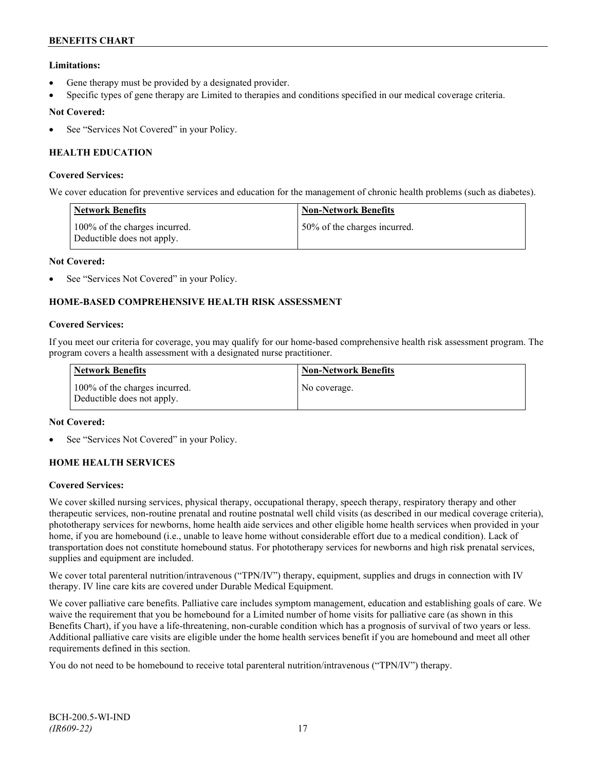**Limitations:**

- Gene therapy must be provided by a designated provider.
- Specific types of gene therapy are Limited to therapies and conditions specified in our medical coverage criteria.

**Not Covered:**

- See "Services Not Covered" in your Policy.

### HEALTH EDUCATION

**Covered Services:**

We cover education for preventive services and education for the management of chronic health problems (such as diabetes).

| Network Benefits | Non-Network Benefits |
| --- | --- |
| 100% of the charges incurred. Deductible does not apply. | 50% of the charges incurred. |

**Not Covered:**

- See "Services Not Covered" in your Policy.

### HOME-BASED COMPREHENSIVE HEALTH RISK ASSESSMENT

**Covered Services:**

If you meet our criteria for coverage, you may qualify for our home-based comprehensive health risk assessment program. The program covers a health assessment with a designated nurse practitioner.

| Network Benefits | Non-Network Benefits |
| --- | --- |
| 100% of the charges incurred. Deductible does not apply. | No coverage. |

**Not Covered:**

- See "Services Not Covered" in your Policy.

### HOME HEALTH SERVICES

**Covered Services:**

We cover skilled nursing services, physical therapy, occupational therapy, speech therapy, respiratory therapy and other therapeutic services, non-routine prenatal and routine postnatal well child visits (as described in our medical coverage criteria), phototherapy services for newborns, home health aide services and other eligible home health services when provided in your home, if you are homebound (i.e., unable to leave home without considerable effort due to a medical condition). Lack of transportation does not constitute homebound status. For phototherapy services for newborns and high risk prenatal services, supplies and equipment are included.

We cover total parenteral nutrition/intravenous ("TPN/IV") therapy, equipment, supplies and drugs in connection with IV therapy. IV line care kits are covered under Durable Medical Equipment.

We cover palliative care benefits. Palliative care includes symptom management, education and establishing goals of care. We waive the requirement that you be homebound for a Limited number of home visits for palliative care (as shown in this Benefits Chart), if you have a life-threatening, non-curable condition which has a prognosis of survival of two years or less. Additional palliative care visits are eligible under the home health services benefit if you are homebound and meet all other requirements defined in this section.

You do not need to be homebound to receive total parenteral nutrition/intravenous ("TPN/IV") therapy.

BCH-200.5-WI-IND
*(IR609-22)*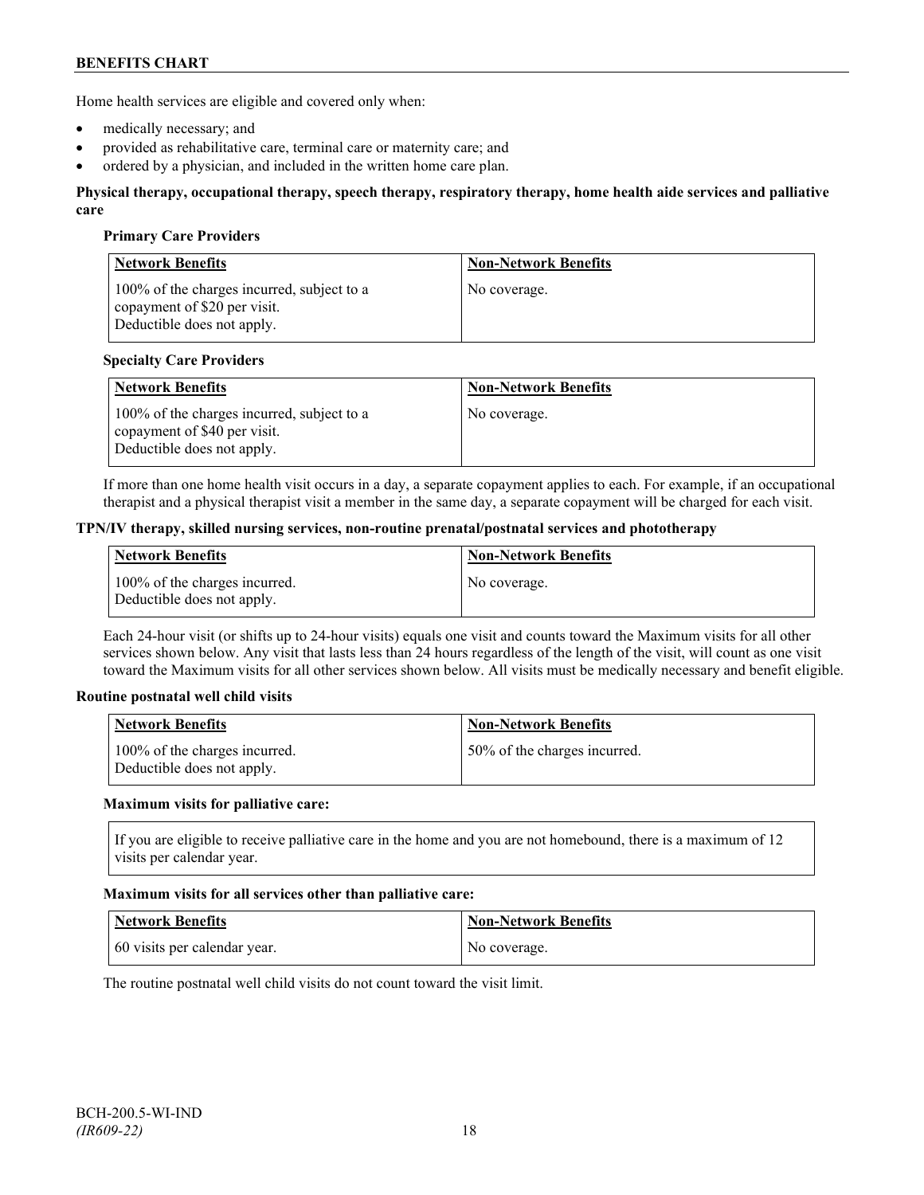Home health services are eligible and covered only when:

- medically necessary; and
- provided as rehabilitative care, terminal care or maternity care; and
- ordered by a physician, and included in the written home care plan.

**Physical therapy, occupational therapy, speech therapy, respiratory therapy, home health aide services and palliative care**

**Primary Care Providers**

| Network Benefits | Non-Network Benefits |
|---|---|
| 100% of the charges incurred, subject to a copayment of $20 per visit. Deductible does not apply. | No coverage. |

**Specialty Care Providers**

| Network Benefits | Non-Network Benefits |
|---|---|
| 100% of the charges incurred, subject to a copayment of $40 per visit. Deductible does not apply. | No coverage. |

If more than one home health visit occurs in a day, a separate copayment applies to each. For example, if an occupational therapist and a physical therapist visit a member in the same day, a separate copayment will be charged for each visit.

**TPN/IV therapy, skilled nursing services, non-routine prenatal/postnatal services and phototherapy**

| Network Benefits | Non-Network Benefits |
|---|---|
| 100% of the charges incurred. Deductible does not apply. | No coverage. |

Each 24-hour visit (or shifts up to 24-hour visits) equals one visit and counts toward the Maximum visits for all other services shown below. Any visit that lasts less than 24 hours regardless of the length of the visit, will count as one visit toward the Maximum visits for all other services shown below. All visits must be medically necessary and benefit eligible.

**Routine postnatal well child visits**

| Network Benefits | Non-Network Benefits |
|---|---|
| 100% of the charges incurred. Deductible does not apply. | 50% of the charges incurred. |

**Maximum visits for palliative care:**

If you are eligible to receive palliative care in the home and you are not homebound, there is a maximum of 12 visits per calendar year.

**Maximum visits for all services other than palliative care:**

| Network Benefits | Non-Network Benefits |
|---|---|
| 60 visits per calendar year. | No coverage. |

The routine postnatal well child visits do not count toward the visit limit.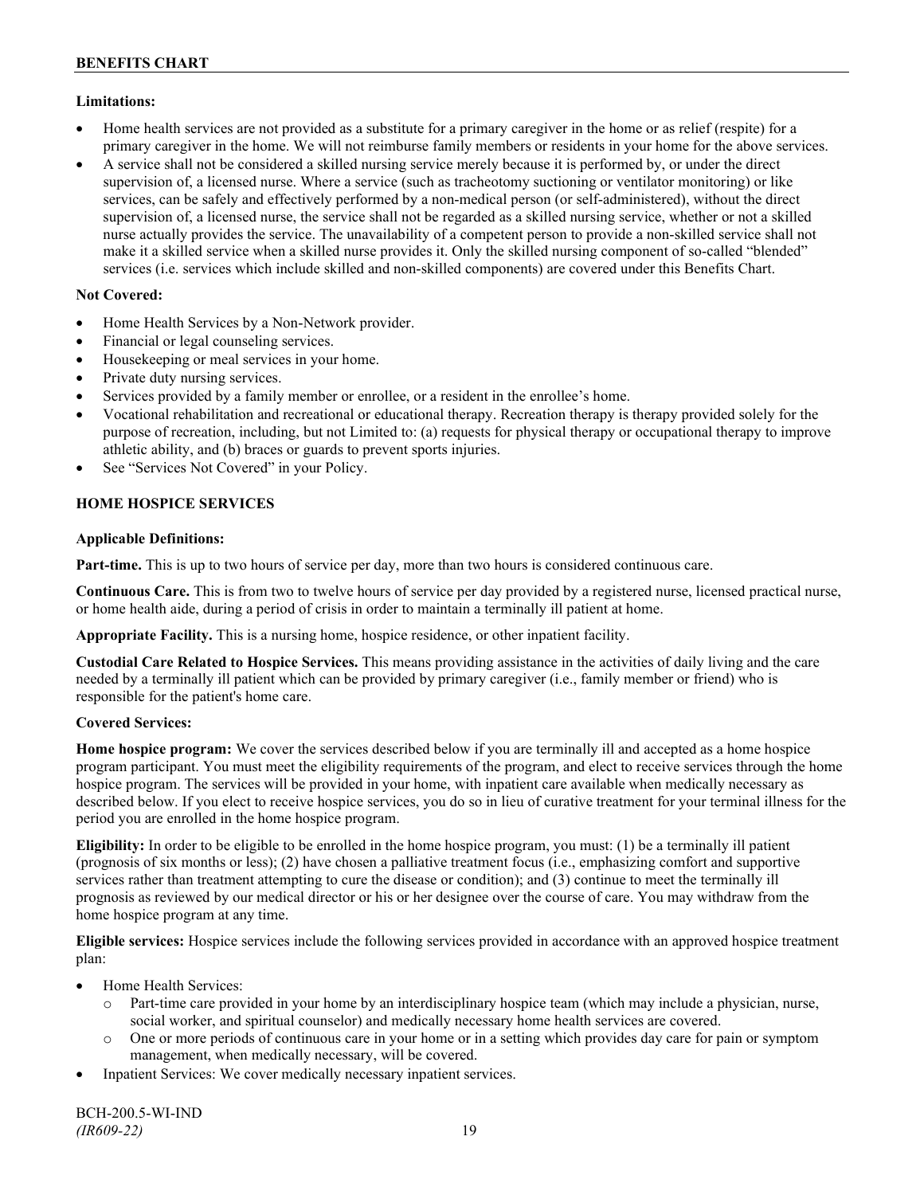**Limitations:**

- Home health services are not provided as a substitute for a primary caregiver in the home or as relief (respite) for a primary caregiver in the home. We will not reimburse family members or residents in your home for the above services.
- A service shall not be considered a skilled nursing service merely because it is performed by, or under the direct supervision of, a licensed nurse. Where a service (such as tracheotomy suctioning or ventilator monitoring) or like services, can be safely and effectively performed by a non-medical person (or self-administered), without the direct supervision of, a licensed nurse, the service shall not be regarded as a skilled nursing service, whether or not a skilled nurse actually provides the service. The unavailability of a competent person to provide a non-skilled service shall not make it a skilled service when a skilled nurse provides it. Only the skilled nursing component of so-called "blended" services (i.e. services which include skilled and non-skilled components) are covered under this Benefits Chart.

**Not Covered:**

- Home Health Services by a Non-Network provider.
- Financial or legal counseling services.
- Housekeeping or meal services in your home.
- Private duty nursing services.
- Services provided by a family member or enrollee, or a resident in the enrollee's home.
- Vocational rehabilitation and recreational or educational therapy. Recreation therapy is therapy provided solely for the purpose of recreation, including, but not Limited to: (a) requests for physical therapy or occupational therapy to improve athletic ability, and (b) braces or guards to prevent sports injuries.
- See "Services Not Covered" in your Policy.

**HOME HOSPICE SERVICES**

**Applicable Definitions:**

**Part-time.** This is up to two hours of service per day, more than two hours is considered continuous care.

**Continuous Care.** This is from two to twelve hours of service per day provided by a registered nurse, licensed practical nurse, or home health aide, during a period of crisis in order to maintain a terminally ill patient at home.

**Appropriate Facility.** This is a nursing home, hospice residence, or other inpatient facility.

**Custodial Care Related to Hospice Services.** This means providing assistance in the activities of daily living and the care needed by a terminally ill patient which can be provided by primary caregiver (i.e., family member or friend) who is responsible for the patient's home care.

**Covered Services:**

**Home hospice program:** We cover the services described below if you are terminally ill and accepted as a home hospice program participant. You must meet the eligibility requirements of the program, and elect to receive services through the home hospice program. The services will be provided in your home, with inpatient care available when medically necessary as described below. If you elect to receive hospice services, you do so in lieu of curative treatment for your terminal illness for the period you are enrolled in the home hospice program.

**Eligibility:** In order to be eligible to be enrolled in the home hospice program, you must: (1) be a terminally ill patient (prognosis of six months or less); (2) have chosen a palliative treatment focus (i.e., emphasizing comfort and supportive services rather than treatment attempting to cure the disease or condition); and (3) continue to meet the terminally ill prognosis as reviewed by our medical director or his or her designee over the course of care. You may withdraw from the home hospice program at any time.

**Eligible services:** Hospice services include the following services provided in accordance with an approved hospice treatment plan:

- Home Health Services:
  - Part-time care provided in your home by an interdisciplinary hospice team (which may include a physician, nurse, social worker, and spiritual counselor) and medically necessary home health services are covered.
  - One or more periods of continuous care in your home or in a setting which provides day care for pain or symptom management, when medically necessary, will be covered.
- Inpatient Services: We cover medically necessary inpatient services.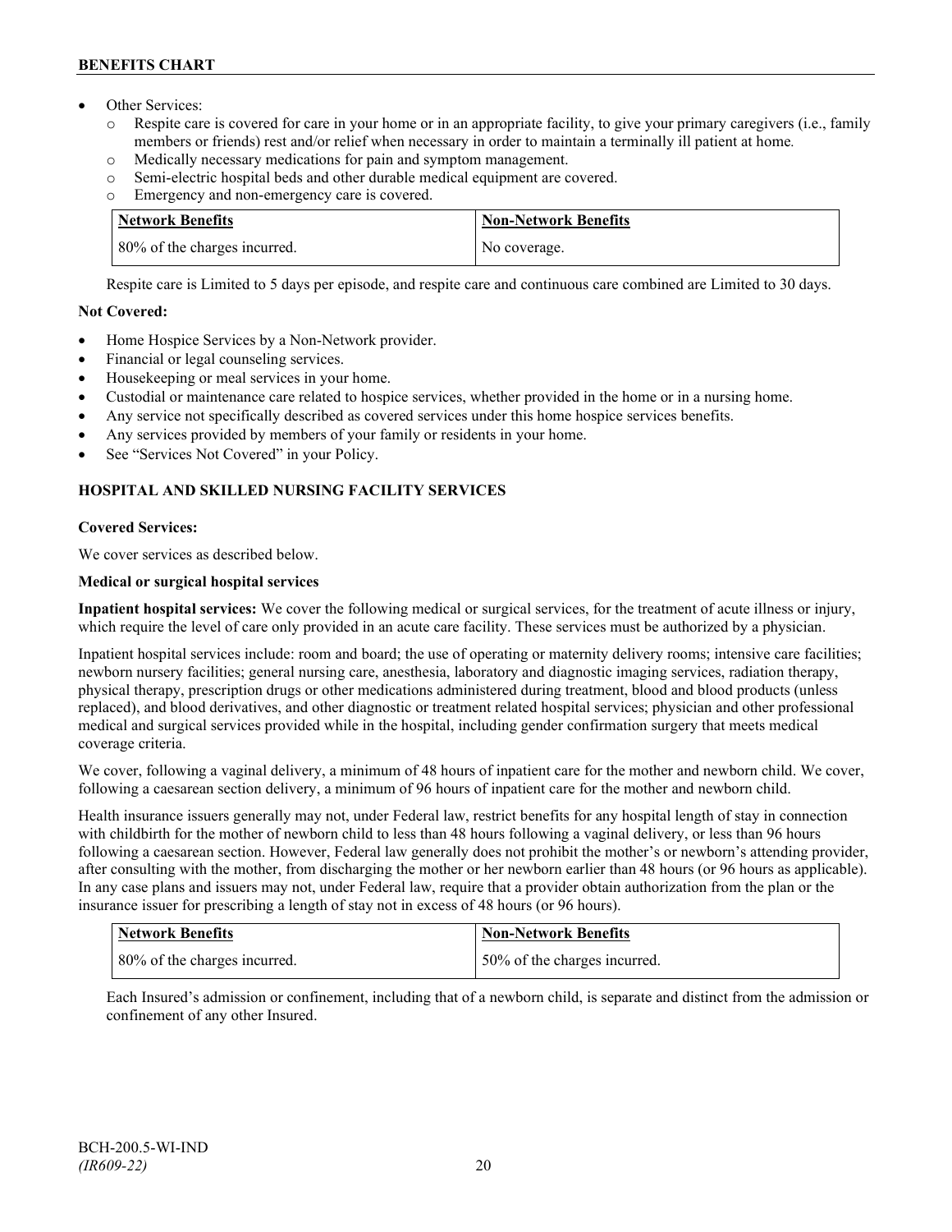- Other Services:
  - Respite care is covered for care in your home or in an appropriate facility, to give your primary caregivers (i.e., family members or friends) rest and/or relief when necessary in order to maintain a terminally ill patient at home.
  - Medically necessary medications for pain and symptom management.
  - Semi-electric hospital beds and other durable medical equipment are covered.
  - Emergency and non-emergency care is covered.

| Network Benefits | Non-Network Benefits |
|---|---|
| 80% of the charges incurred. | No coverage. |

Respite care is Limited to 5 days per episode, and respite care and continuous care combined are Limited to 30 days.

**Not Covered:**

- Home Hospice Services by a Non-Network provider.
- Financial or legal counseling services.
- Housekeeping or meal services in your home.
- Custodial or maintenance care related to hospice services, whether provided in the home or in a nursing home.
- Any service not specifically described as covered services under this home hospice services benefits.
- Any services provided by members of your family or residents in your home.
- See "Services Not Covered" in your Policy.

### HOSPITAL AND SKILLED NURSING FACILITY SERVICES

**Covered Services:**

We cover services as described below.

**Medical or surgical hospital services**

**Inpatient hospital services:** We cover the following medical or surgical services, for the treatment of acute illness or injury, which require the level of care only provided in an acute care facility. These services must be authorized by a physician.

Inpatient hospital services include: room and board; the use of operating or maternity delivery rooms; intensive care facilities; newborn nursery facilities; general nursing care, anesthesia, laboratory and diagnostic imaging services, radiation therapy, physical therapy, prescription drugs or other medications administered during treatment, blood and blood products (unless replaced), and blood derivatives, and other diagnostic or treatment related hospital services; physician and other professional medical and surgical services provided while in the hospital, including gender confirmation surgery that meets medical coverage criteria.

We cover, following a vaginal delivery, a minimum of 48 hours of inpatient care for the mother and newborn child. We cover, following a caesarean section delivery, a minimum of 96 hours of inpatient care for the mother and newborn child.

Health insurance issuers generally may not, under Federal law, restrict benefits for any hospital length of stay in connection with childbirth for the mother of newborn child to less than 48 hours following a vaginal delivery, or less than 96 hours following a caesarean section. However, Federal law generally does not prohibit the mother's or newborn's attending provider, after consulting with the mother, from discharging the mother or her newborn earlier than 48 hours (or 96 hours as applicable). In any case plans and issuers may not, under Federal law, require that a provider obtain authorization from the plan or the insurance issuer for prescribing a length of stay not in excess of 48 hours (or 96 hours).

| Network Benefits | Non-Network Benefits |
|---|---|
| 80% of the charges incurred. | 50% of the charges incurred. |

Each Insured's admission or confinement, including that of a newborn child, is separate and distinct from the admission or confinement of any other Insured.

BCH-200.5-WI-IND
*(IR609-22)*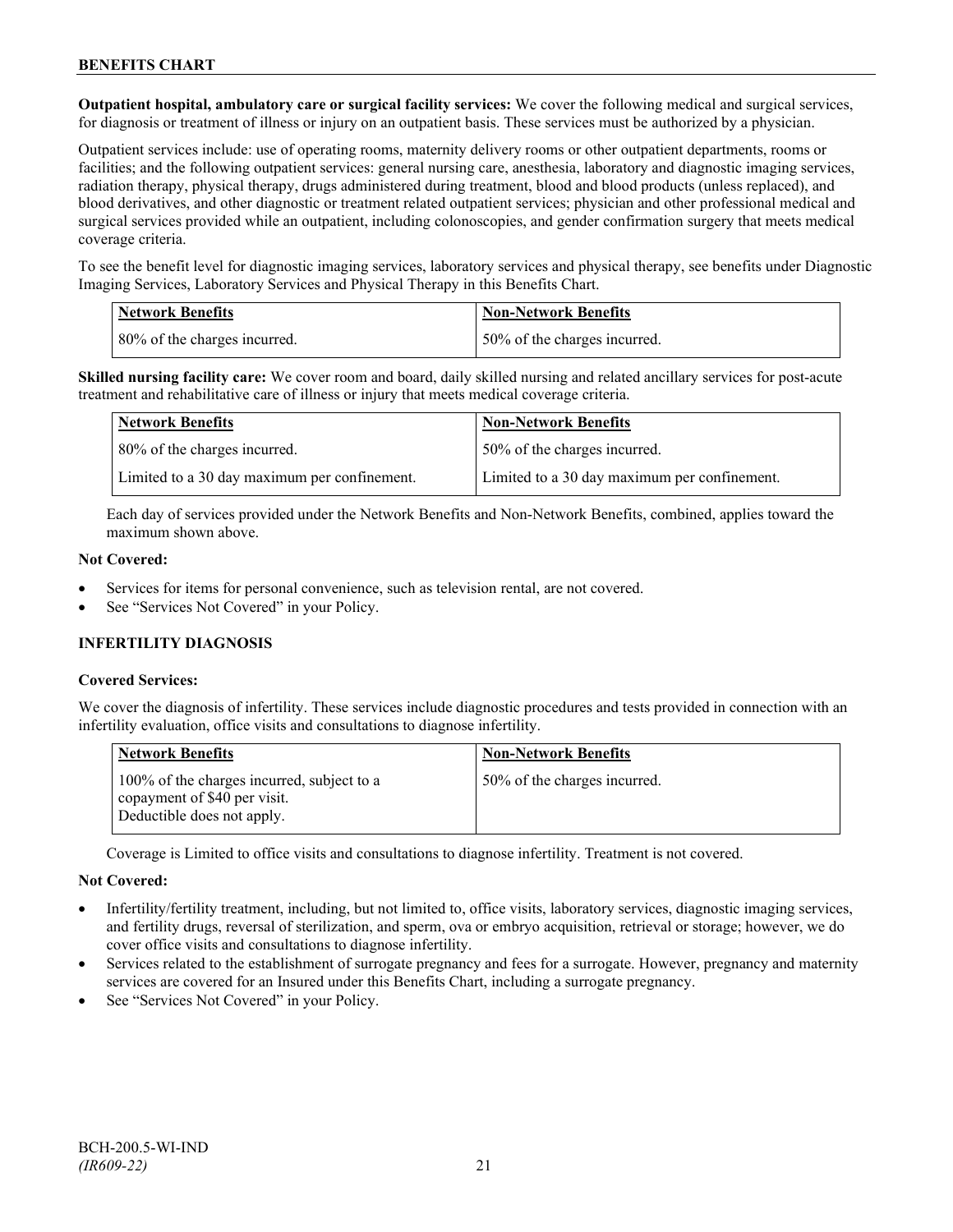**Outpatient hospital, ambulatory care or surgical facility services:** We cover the following medical and surgical services, for diagnosis or treatment of illness or injury on an outpatient basis. These services must be authorized by a physician.

Outpatient services include: use of operating rooms, maternity delivery rooms or other outpatient departments, rooms or facilities; and the following outpatient services: general nursing care, anesthesia, laboratory and diagnostic imaging services, radiation therapy, physical therapy, drugs administered during treatment, blood and blood products (unless replaced), and blood derivatives, and other diagnostic or treatment related outpatient services; physician and other professional medical and surgical services provided while an outpatient, including colonoscopies, and gender confirmation surgery that meets medical coverage criteria.

To see the benefit level for diagnostic imaging services, laboratory services and physical therapy, see benefits under Diagnostic Imaging Services, Laboratory Services and Physical Therapy in this Benefits Chart.

| Network Benefits | Non-Network Benefits |
|---|---|
| 80% of the charges incurred. | 50% of the charges incurred. |

**Skilled nursing facility care:** We cover room and board, daily skilled nursing and related ancillary services for post-acute treatment and rehabilitative care of illness or injury that meets medical coverage criteria.

| Network Benefits | Non-Network Benefits |
|---|---|
| 80% of the charges incurred. | 50% of the charges incurred. |
| Limited to a 30 day maximum per confinement. | Limited to a 30 day maximum per confinement. |

Each day of services provided under the Network Benefits and Non-Network Benefits, combined, applies toward the maximum shown above.

**Not Covered:**

- Services for items for personal convenience, such as television rental, are not covered.
- See "Services Not Covered" in your Policy.

### INFERTILITY DIAGNOSIS

**Covered Services:**

We cover the diagnosis of infertility. These services include diagnostic procedures and tests provided in connection with an infertility evaluation, office visits and consultations to diagnose infertility.

| Network Benefits | Non-Network Benefits |
|---|---|
| 100% of the charges incurred, subject to a copayment of $40 per visit. Deductible does not apply. | 50% of the charges incurred. |

Coverage is Limited to office visits and consultations to diagnose infertility. Treatment is not covered.

**Not Covered:**

- Infertility/fertility treatment, including, but not limited to, office visits, laboratory services, diagnostic imaging services, and fertility drugs, reversal of sterilization, and sperm, ova or embryo acquisition, retrieval or storage; however, we do cover office visits and consultations to diagnose infertility.
- Services related to the establishment of surrogate pregnancy and fees for a surrogate. However, pregnancy and maternity services are covered for an Insured under this Benefits Chart, including a surrogate pregnancy.
- See "Services Not Covered" in your Policy.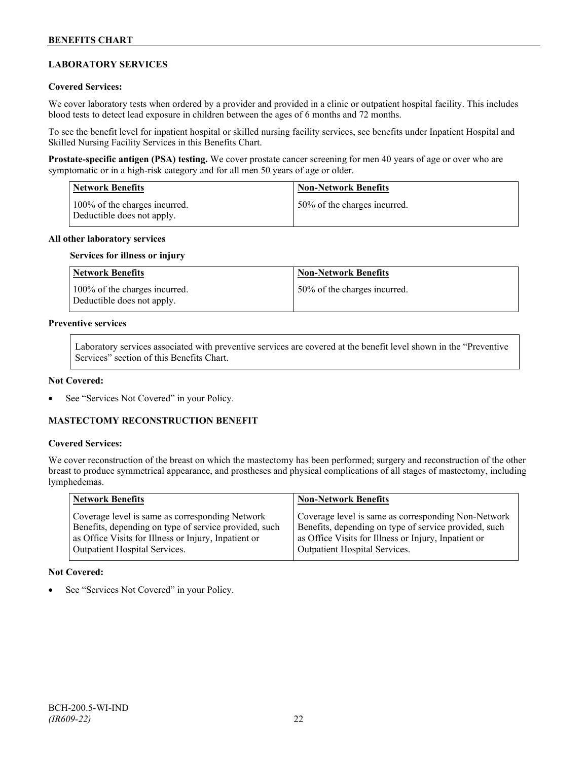## LABORATORY SERVICES

### Covered Services:

We cover laboratory tests when ordered by a provider and provided in a clinic or outpatient hospital facility. This includes blood tests to detect lead exposure in children between the ages of 6 months and 72 months.

To see the benefit level for inpatient hospital or skilled nursing facility services, see benefits under Inpatient Hospital and Skilled Nursing Facility Services in this Benefits Chart.

**Prostate-specific antigen (PSA) testing.** We cover prostate cancer screening for men 40 years of age or over who are symptomatic or in a high-risk category and for all men 50 years of age or older.

| Network Benefits | Non-Network Benefits |
| --- | --- |
| 100% of the charges incurred. Deductible does not apply. | 50% of the charges incurred. |

**All other laboratory services**

**Services for illness or injury**

| Network Benefits | Non-Network Benefits |
| --- | --- |
| 100% of the charges incurred. Deductible does not apply. | 50% of the charges incurred. |

**Preventive services**

Laboratory services associated with preventive services are covered at the benefit level shown in the "Preventive Services" section of this Benefits Chart.

### Not Covered:

- See "Services Not Covered" in your Policy.

## MASTECTOMY RECONSTRUCTION BENEFIT

### Covered Services:

We cover reconstruction of the breast on which the mastectomy has been performed; surgery and reconstruction of the other breast to produce symmetrical appearance, and prostheses and physical complications of all stages of mastectomy, including lymphedemas.

| Network Benefits | Non-Network Benefits |
| --- | --- |
| Coverage level is same as corresponding Network Benefits, depending on type of service provided, such as Office Visits for Illness or Injury, Inpatient or Outpatient Hospital Services. | Coverage level is same as corresponding Non-Network Benefits, depending on type of service provided, such as Office Visits for Illness or Injury, Inpatient or Outpatient Hospital Services. |

### Not Covered:

- See "Services Not Covered" in your Policy.

BCH-200.5-WI-IND
*(IR609-22)*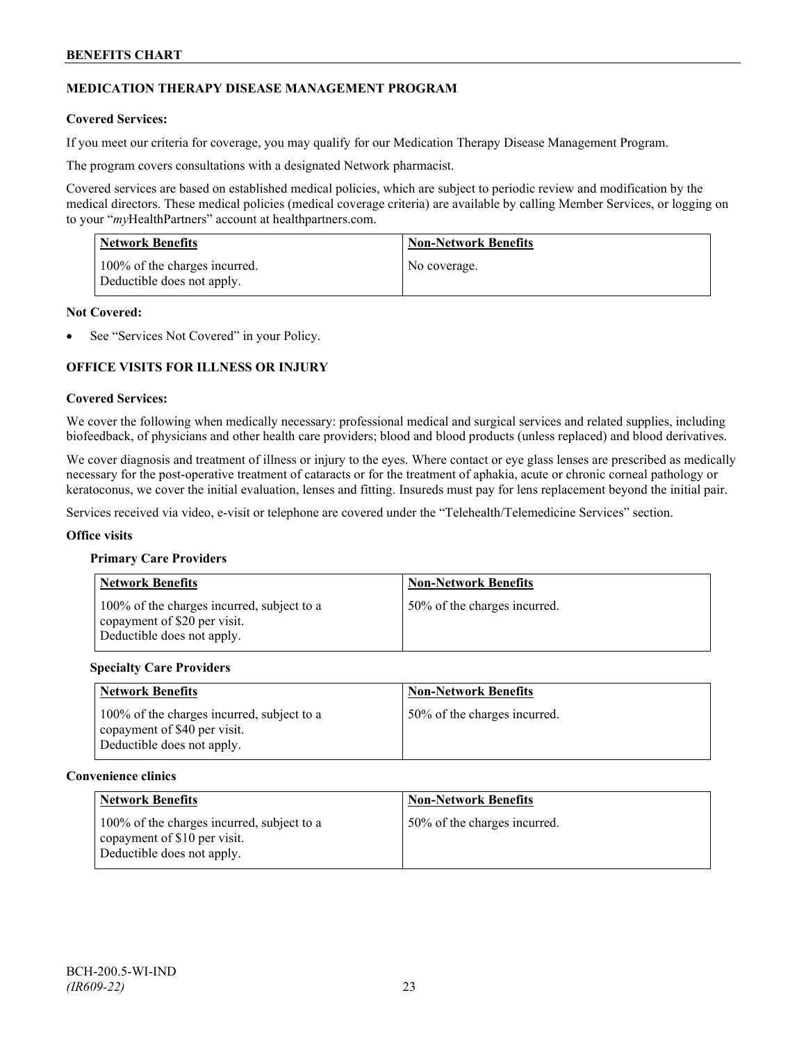## MEDICATION THERAPY DISEASE MANAGEMENT PROGRAM

**Covered Services:**

If you meet our criteria for coverage, you may qualify for our Medication Therapy Disease Management Program.

The program covers consultations with a designated Network pharmacist.

Covered services are based on established medical policies, which are subject to periodic review and modification by the medical directors. These medical policies (medical coverage criteria) are available by calling Member Services, or logging on to your "*my*HealthPartners" account at healthpartners.com.

| Network Benefits | Non-Network Benefits |
| --- | --- |
| 100% of the charges incurred. Deductible does not apply. | No coverage. |

**Not Covered:**

- See "Services Not Covered" in your Policy.

## OFFICE VISITS FOR ILLNESS OR INJURY

**Covered Services:**

We cover the following when medically necessary: professional medical and surgical services and related supplies, including biofeedback, of physicians and other health care providers; blood and blood products (unless replaced) and blood derivatives.

We cover diagnosis and treatment of illness or injury to the eyes. Where contact or eye glass lenses are prescribed as medically necessary for the post-operative treatment of cataracts or for the treatment of aphakia, acute or chronic corneal pathology or keratoconus, we cover the initial evaluation, lenses and fitting. Insureds must pay for lens replacement beyond the initial pair.

Services received via video, e-visit or telephone are covered under the "Telehealth/Telemedicine Services" section.

**Office visits**

**Primary Care Providers**

| Network Benefits | Non-Network Benefits |
| --- | --- |
| 100% of the charges incurred, subject to a copayment of $20 per visit. Deductible does not apply. | 50% of the charges incurred. |

**Specialty Care Providers**

| Network Benefits | Non-Network Benefits |
| --- | --- |
| 100% of the charges incurred, subject to a copayment of $40 per visit. Deductible does not apply. | 50% of the charges incurred. |

**Convenience clinics**

| Network Benefits | Non-Network Benefits |
| --- | --- |
| 100% of the charges incurred, subject to a copayment of $10 per visit. Deductible does not apply. | 50% of the charges incurred. |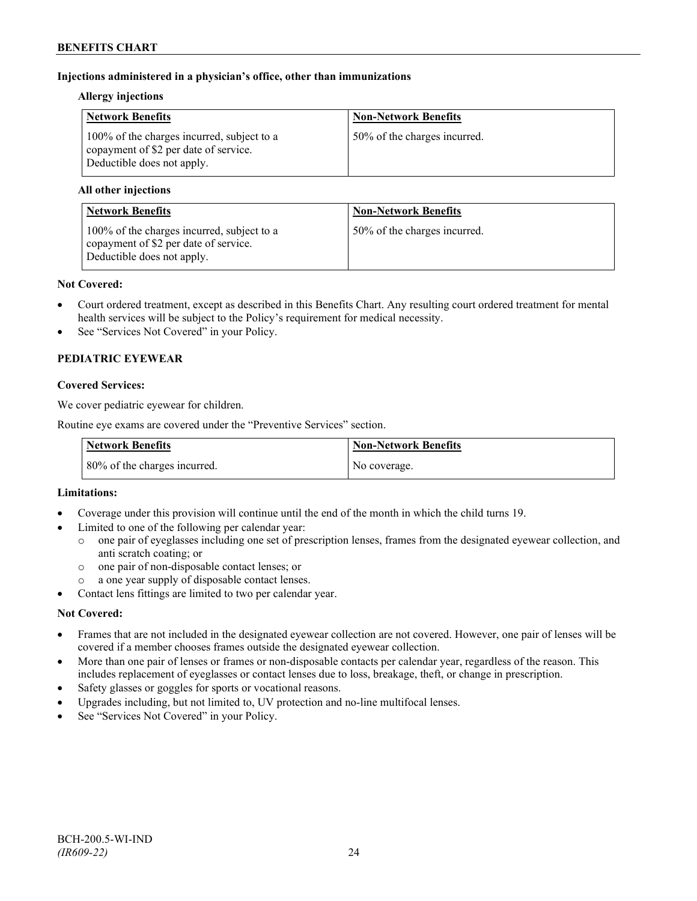**Injections administered in a physician's office, other than immunizations**

**Allergy injections**

| Network Benefits | Non-Network Benefits |
|---|---|
| 100% of the charges incurred, subject to a copayment of $2 per date of service. Deductible does not apply. | 50% of the charges incurred. |

**All other injections**

| Network Benefits | Non-Network Benefits |
|---|---|
| 100% of the charges incurred, subject to a copayment of $2 per date of service. Deductible does not apply. | 50% of the charges incurred. |

**Not Covered:**

- Court ordered treatment, except as described in this Benefits Chart. Any resulting court ordered treatment for mental health services will be subject to the Policy's requirement for medical necessity.
- See "Services Not Covered" in your Policy.

**PEDIATRIC EYEWEAR**

**Covered Services:**

We cover pediatric eyewear for children.

Routine eye exams are covered under the "Preventive Services" section.

| Network Benefits | Non-Network Benefits |
|---|---|
| 80% of the charges incurred. | No coverage. |

**Limitations:**

- Coverage under this provision will continue until the end of the month in which the child turns 19.
- Limited to one of the following per calendar year:
  - one pair of eyeglasses including one set of prescription lenses, frames from the designated eyewear collection, and anti scratch coating; or
  - one pair of non-disposable contact lenses; or
  - a one year supply of disposable contact lenses.
- Contact lens fittings are limited to two per calendar year.

**Not Covered:**

- Frames that are not included in the designated eyewear collection are not covered. However, one pair of lenses will be covered if a member chooses frames outside the designated eyewear collection.
- More than one pair of lenses or frames or non-disposable contacts per calendar year, regardless of the reason. This includes replacement of eyeglasses or contact lenses due to loss, breakage, theft, or change in prescription.
- Safety glasses or goggles for sports or vocational reasons.
- Upgrades including, but not limited to, UV protection and no-line multifocal lenses.
- See "Services Not Covered" in your Policy.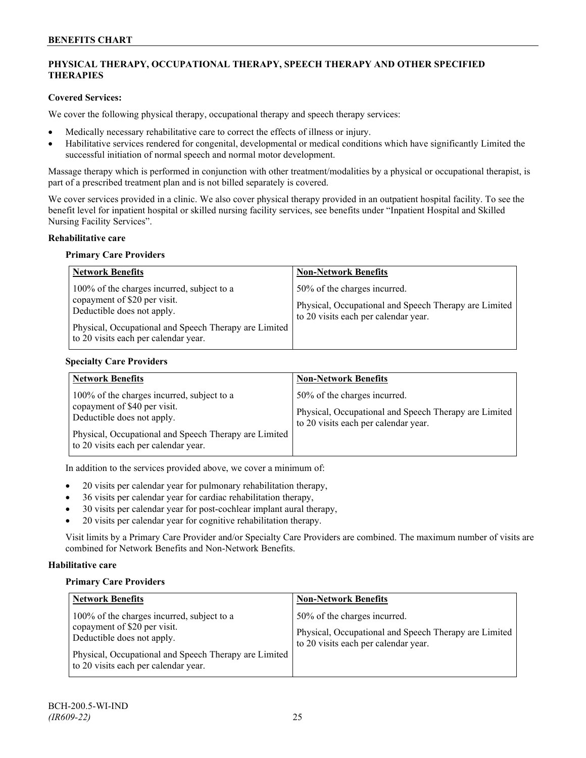## PHYSICAL THERAPY, OCCUPATIONAL THERAPY, SPEECH THERAPY AND OTHER SPECIFIED THERAPIES

**Covered Services:**

We cover the following physical therapy, occupational therapy and speech therapy services:

- Medically necessary rehabilitative care to correct the effects of illness or injury.
- Habilitative services rendered for congenital, developmental or medical conditions which have significantly Limited the successful initiation of normal speech and normal motor development.

Massage therapy which is performed in conjunction with other treatment/modalities by a physical or occupational therapist, is part of a prescribed treatment plan and is not billed separately is covered.

We cover services provided in a clinic. We also cover physical therapy provided in an outpatient hospital facility. To see the benefit level for inpatient hospital or skilled nursing facility services, see benefits under "Inpatient Hospital and Skilled Nursing Facility Services".

**Rehabilitative care**

**Primary Care Providers**

| Network Benefits | Non-Network Benefits |
|---|---|
| 100% of the charges incurred, subject to a copayment of $20 per visit. Deductible does not apply.<br><br>Physical, Occupational and Speech Therapy are Limited to 20 visits each per calendar year. | 50% of the charges incurred.<br><br>Physical, Occupational and Speech Therapy are Limited to 20 visits each per calendar year. |

**Specialty Care Providers**

| Network Benefits | Non-Network Benefits |
|---|---|
| 100% of the charges incurred, subject to a copayment of $40 per visit. Deductible does not apply.<br><br>Physical, Occupational and Speech Therapy are Limited to 20 visits each per calendar year. | 50% of the charges incurred.<br><br>Physical, Occupational and Speech Therapy are Limited to 20 visits each per calendar year. |

In addition to the services provided above, we cover a minimum of:

- 20 visits per calendar year for pulmonary rehabilitation therapy,
- 36 visits per calendar year for cardiac rehabilitation therapy,
- 30 visits per calendar year for post-cochlear implant aural therapy,
- 20 visits per calendar year for cognitive rehabilitation therapy.

Visit limits by a Primary Care Provider and/or Specialty Care Providers are combined. The maximum number of visits are combined for Network Benefits and Non-Network Benefits.

**Habilitative care**

**Primary Care Providers**

| Network Benefits | Non-Network Benefits |
|---|---|
| 100% of the charges incurred, subject to a copayment of $20 per visit. Deductible does not apply.<br><br>Physical, Occupational and Speech Therapy are Limited to 20 visits each per calendar year. | 50% of the charges incurred.<br><br>Physical, Occupational and Speech Therapy are Limited to 20 visits each per calendar year. |

BCH-200.5-WI-IND
*(IR609-22)*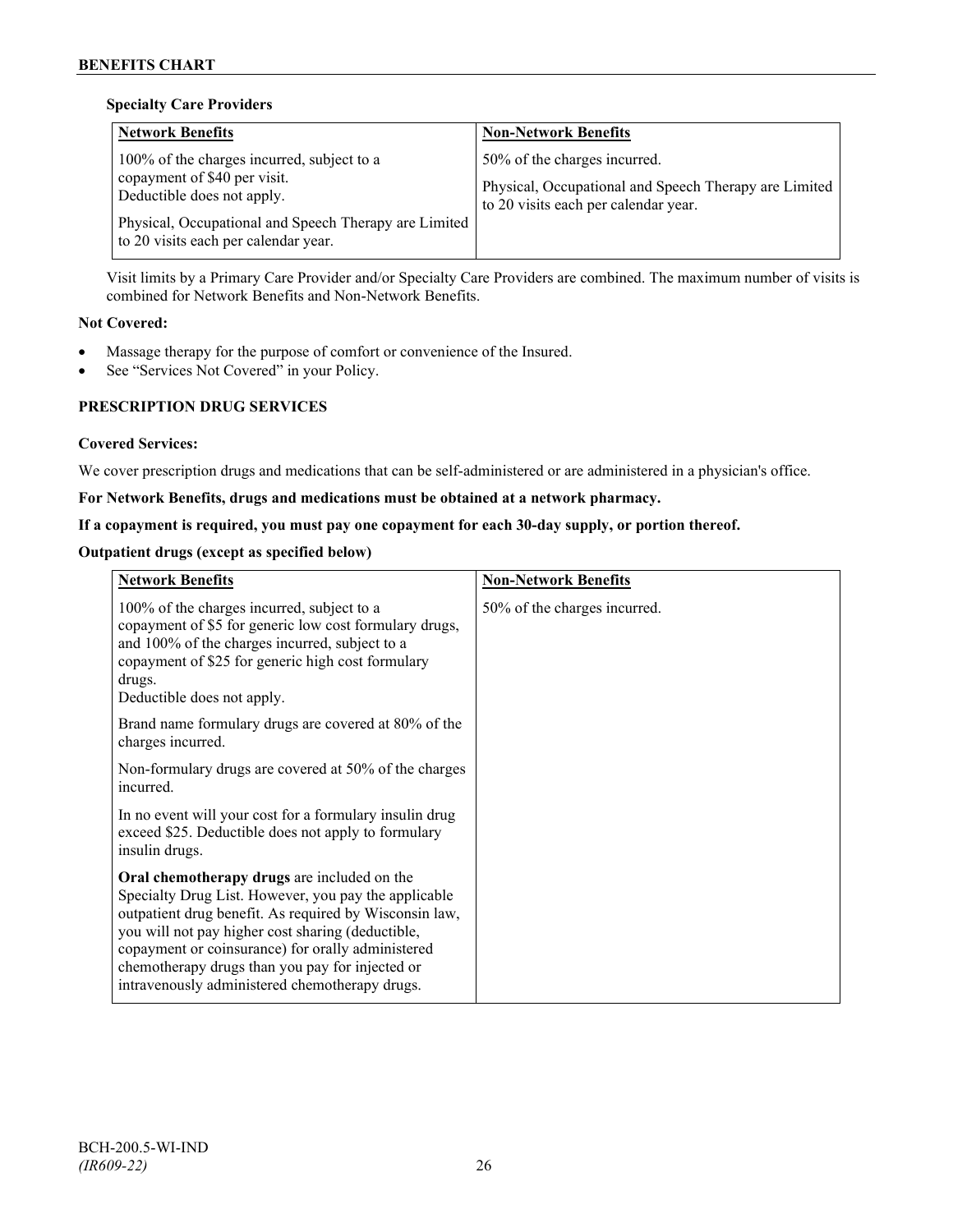### Specialty Care Providers

| Network Benefits | Non-Network Benefits |
| --- | --- |
| 100% of the charges incurred, subject to a copayment of $40 per visit.<br>Deductible does not apply.<br><br>Physical, Occupational and Speech Therapy are Limited to 20 visits each per calendar year. | 50% of the charges incurred.<br><br>Physical, Occupational and Speech Therapy are Limited to 20 visits each per calendar year. |

Visit limits by a Primary Care Provider and/or Specialty Care Providers are combined. The maximum number of visits is combined for Network Benefits and Non-Network Benefits.

**Not Covered:**

- Massage therapy for the purpose of comfort or convenience of the Insured.
- See "Services Not Covered" in your Policy.

## PRESCRIPTION DRUG SERVICES

**Covered Services:**

We cover prescription drugs and medications that can be self-administered or are administered in a physician's office.

**For Network Benefits, drugs and medications must be obtained at a network pharmacy.**

**If a copayment is required, you must pay one copayment for each 30-day supply, or portion thereof.**

**Outpatient drugs (except as specified below)**

| Network Benefits | Non-Network Benefits |
| --- | --- |
| 100% of the charges incurred, subject to a copayment of $5 for generic low cost formulary drugs, and 100% of the charges incurred, subject to a copayment of $25 for generic high cost formulary drugs.<br>Deductible does not apply.<br><br>Brand name formulary drugs are covered at 80% of the charges incurred.<br><br>Non-formulary drugs are covered at 50% of the charges incurred.<br><br>In no event will your cost for a formulary insulin drug exceed $25. Deductible does not apply to formulary insulin drugs.<br><br>**Oral chemotherapy drugs** are included on the Specialty Drug List. However, you pay the applicable outpatient drug benefit. As required by Wisconsin law, you will not pay higher cost sharing (deductible, copayment or coinsurance) for orally administered chemotherapy drugs than you pay for injected or intravenously administered chemotherapy drugs. | 50% of the charges incurred. |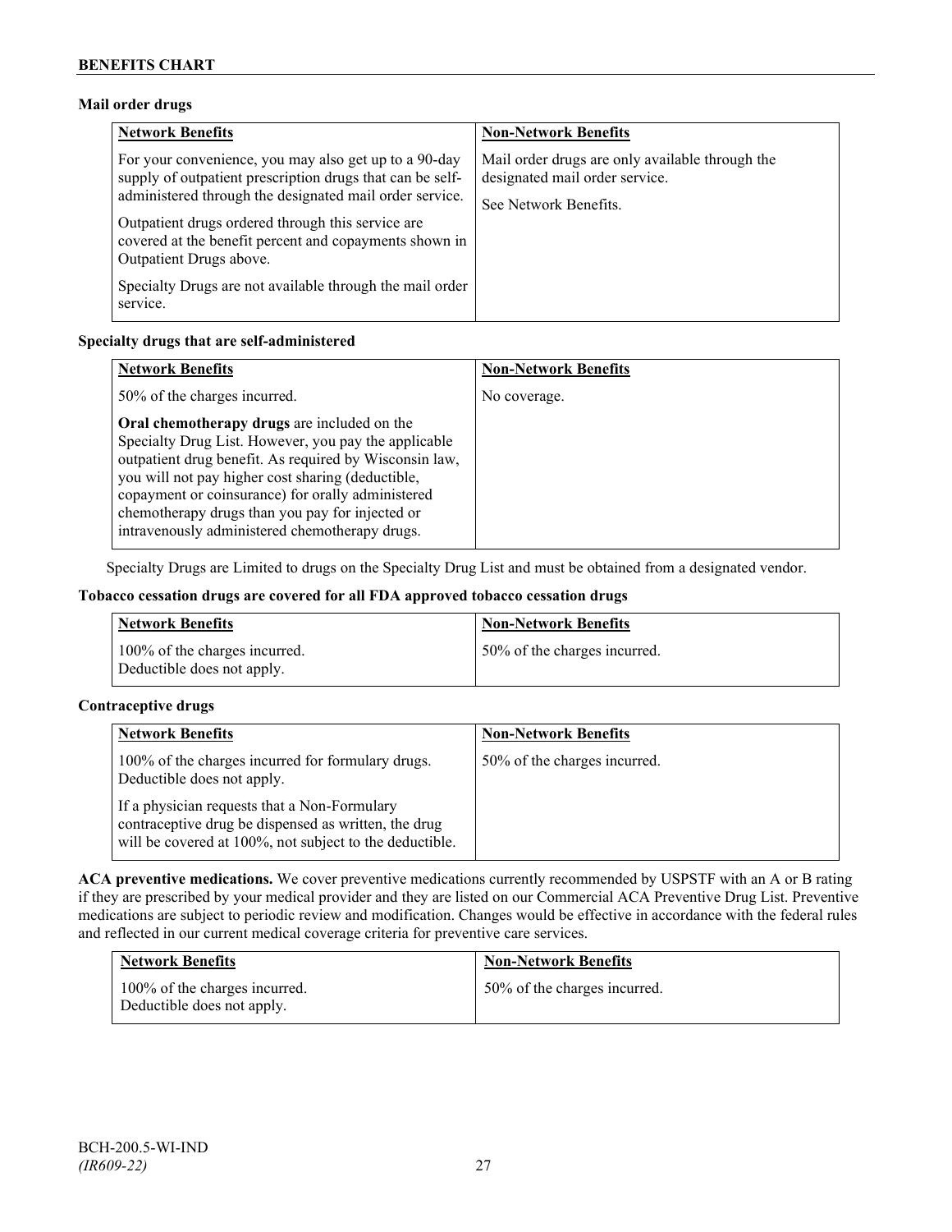**Mail order drugs**

| Network Benefits | Non-Network Benefits |
|---|---|
| For your convenience, you may also get up to a 90-day supply of outpatient prescription drugs that can be self-administered through the designated mail order service.<br><br>Outpatient drugs ordered through this service are covered at the benefit percent and copayments shown in Outpatient Drugs above.<br><br>Specialty Drugs are not available through the mail order service. | Mail order drugs are only available through the designated mail order service.<br><br>See Network Benefits. |

**Specialty drugs that are self-administered**

| Network Benefits | Non-Network Benefits |
|---|---|
| 50% of the charges incurred.<br><br>**Oral chemotherapy drugs** are included on the Specialty Drug List. However, you pay the applicable outpatient drug benefit. As required by Wisconsin law, you will not pay higher cost sharing (deductible, copayment or coinsurance) for orally administered chemotherapy drugs than you pay for injected or intravenously administered chemotherapy drugs. | No coverage. |

Specialty Drugs are Limited to drugs on the Specialty Drug List and must be obtained from a designated vendor.

**Tobacco cessation drugs are covered for all FDA approved tobacco cessation drugs**

| Network Benefits | Non-Network Benefits |
|---|---|
| 100% of the charges incurred.<br>Deductible does not apply. | 50% of the charges incurred. |

**Contraceptive drugs**

| Network Benefits | Non-Network Benefits |
|---|---|
| 100% of the charges incurred for formulary drugs. Deductible does not apply.<br><br>If a physician requests that a Non-Formulary contraceptive drug be dispensed as written, the drug will be covered at 100%, not subject to the deductible. | 50% of the charges incurred. |

**ACA preventive medications.** We cover preventive medications currently recommended by USPSTF with an A or B rating if they are prescribed by your medical provider and they are listed on our Commercial ACA Preventive Drug List. Preventive medications are subject to periodic review and modification. Changes would be effective in accordance with the federal rules and reflected in our current medical coverage criteria for preventive care services.

| Network Benefits | Non-Network Benefits |
|---|---|
| 100% of the charges incurred.<br>Deductible does not apply. | 50% of the charges incurred. |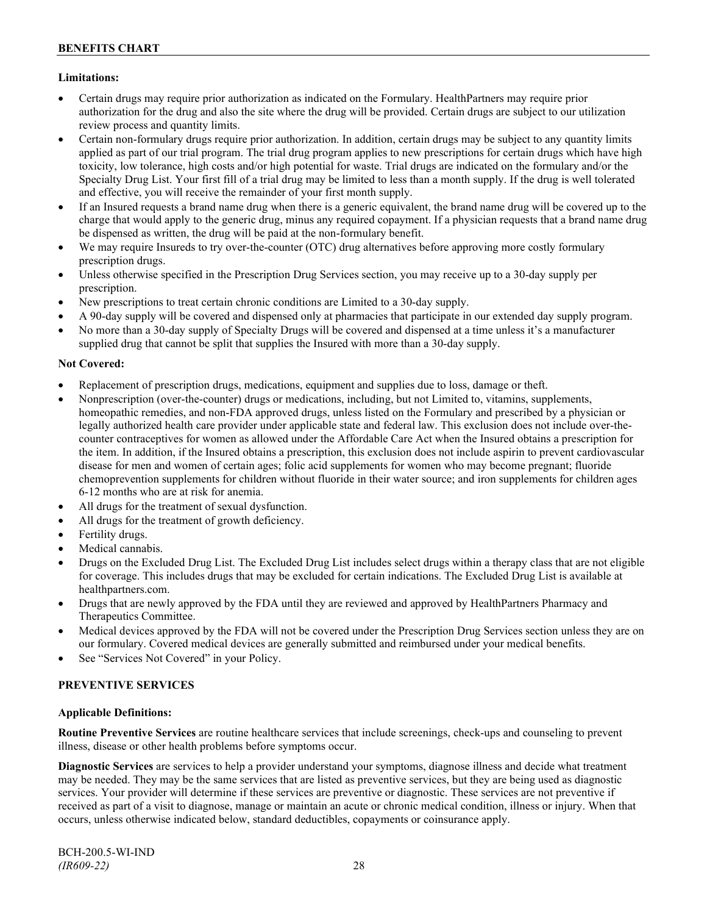**Limitations:**

- Certain drugs may require prior authorization as indicated on the Formulary. HealthPartners may require prior authorization for the drug and also the site where the drug will be provided. Certain drugs are subject to our utilization review process and quantity limits.
- Certain non-formulary drugs require prior authorization. In addition, certain drugs may be subject to any quantity limits applied as part of our trial program. The trial drug program applies to new prescriptions for certain drugs which have high toxicity, low tolerance, high costs and/or high potential for waste. Trial drugs are indicated on the formulary and/or the Specialty Drug List. Your first fill of a trial drug may be limited to less than a month supply. If the drug is well tolerated and effective, you will receive the remainder of your first month supply.
- If an Insured requests a brand name drug when there is a generic equivalent, the brand name drug will be covered up to the charge that would apply to the generic drug, minus any required copayment. If a physician requests that a brand name drug be dispensed as written, the drug will be paid at the non-formulary benefit.
- We may require Insureds to try over-the-counter (OTC) drug alternatives before approving more costly formulary prescription drugs.
- Unless otherwise specified in the Prescription Drug Services section, you may receive up to a 30-day supply per prescription.
- New prescriptions to treat certain chronic conditions are Limited to a 30-day supply.
- A 90-day supply will be covered and dispensed only at pharmacies that participate in our extended day supply program.
- No more than a 30-day supply of Specialty Drugs will be covered and dispensed at a time unless it's a manufacturer supplied drug that cannot be split that supplies the Insured with more than a 30-day supply.

**Not Covered:**

- Replacement of prescription drugs, medications, equipment and supplies due to loss, damage or theft.
- Nonprescription (over-the-counter) drugs or medications, including, but not Limited to, vitamins, supplements, homeopathic remedies, and non-FDA approved drugs, unless listed on the Formulary and prescribed by a physician or legally authorized health care provider under applicable state and federal law. This exclusion does not include over-the-counter contraceptives for women as allowed under the Affordable Care Act when the Insured obtains a prescription for the item. In addition, if the Insured obtains a prescription, this exclusion does not include aspirin to prevent cardiovascular disease for men and women of certain ages; folic acid supplements for women who may become pregnant; fluoride chemoprevention supplements for children without fluoride in their water source; and iron supplements for children ages 6-12 months who are at risk for anemia.
- All drugs for the treatment of sexual dysfunction.
- All drugs for the treatment of growth deficiency.
- Fertility drugs.
- Medical cannabis.
- Drugs on the Excluded Drug List. The Excluded Drug List includes select drugs within a therapy class that are not eligible for coverage. This includes drugs that may be excluded for certain indications. The Excluded Drug List is available at healthpartners.com.
- Drugs that are newly approved by the FDA until they are reviewed and approved by HealthPartners Pharmacy and Therapeutics Committee.
- Medical devices approved by the FDA will not be covered under the Prescription Drug Services section unless they are on our formulary. Covered medical devices are generally submitted and reimbursed under your medical benefits.
- See "Services Not Covered" in your Policy.

## PREVENTIVE SERVICES

**Applicable Definitions:**

**Routine Preventive Services** are routine healthcare services that include screenings, check-ups and counseling to prevent illness, disease or other health problems before symptoms occur.

**Diagnostic Services** are services to help a provider understand your symptoms, diagnose illness and decide what treatment may be needed. They may be the same services that are listed as preventive services, but they are being used as diagnostic services. Your provider will determine if these services are preventive or diagnostic. These services are not preventive if received as part of a visit to diagnose, manage or maintain an acute or chronic medical condition, illness or injury. When that occurs, unless otherwise indicated below, standard deductibles, copayments or coinsurance apply.

BCH-200.5-WI-IND
*(IR609-22)*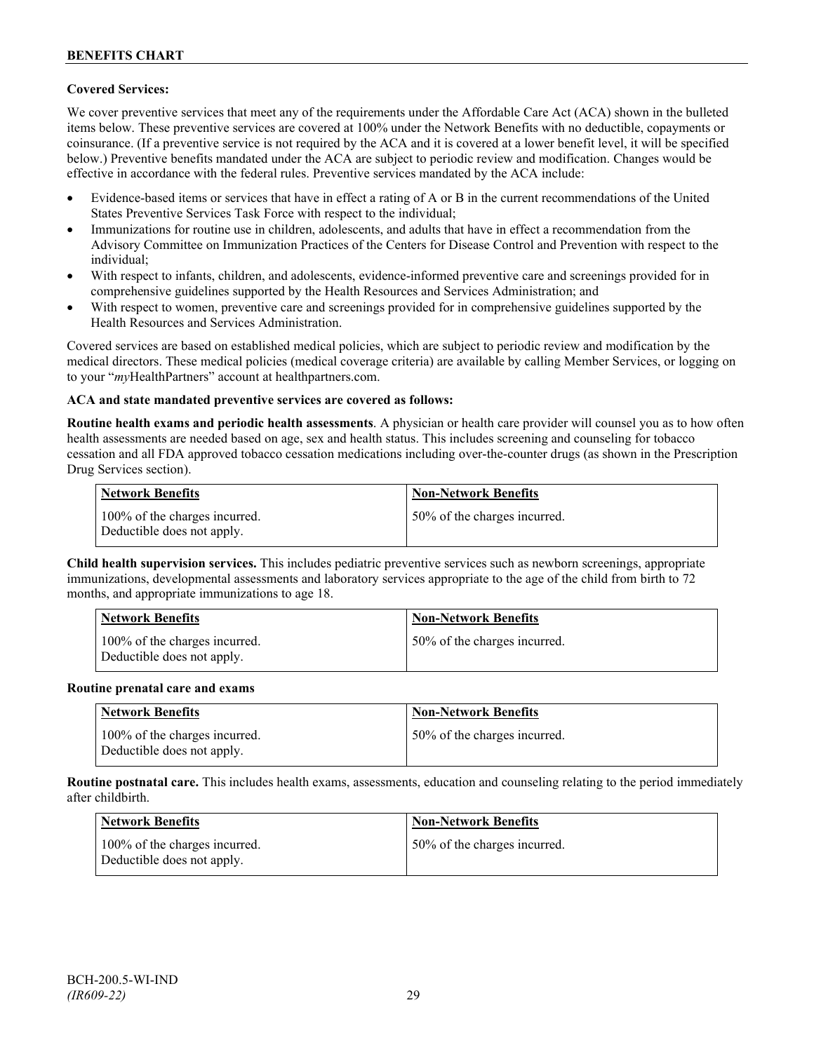**Covered Services:**

We cover preventive services that meet any of the requirements under the Affordable Care Act (ACA) shown in the bulleted items below. These preventive services are covered at 100% under the Network Benefits with no deductible, copayments or coinsurance. (If a preventive service is not required by the ACA and it is covered at a lower benefit level, it will be specified below.) Preventive benefits mandated under the ACA are subject to periodic review and modification. Changes would be effective in accordance with the federal rules. Preventive services mandated by the ACA include:

- Evidence-based items or services that have in effect a rating of A or B in the current recommendations of the United States Preventive Services Task Force with respect to the individual;
- Immunizations for routine use in children, adolescents, and adults that have in effect a recommendation from the Advisory Committee on Immunization Practices of the Centers for Disease Control and Prevention with respect to the individual;
- With respect to infants, children, and adolescents, evidence-informed preventive care and screenings provided for in comprehensive guidelines supported by the Health Resources and Services Administration; and
- With respect to women, preventive care and screenings provided for in comprehensive guidelines supported by the Health Resources and Services Administration.

Covered services are based on established medical policies, which are subject to periodic review and modification by the medical directors. These medical policies (medical coverage criteria) are available by calling Member Services, or logging on to your "*my*HealthPartners" account at healthpartners.com.

**ACA and state mandated preventive services are covered as follows:**

**Routine health exams and periodic health assessments**. A physician or health care provider will counsel you as to how often health assessments are needed based on age, sex and health status. This includes screening and counseling for tobacco cessation and all FDA approved tobacco cessation medications including over-the-counter drugs (as shown in the Prescription Drug Services section).

| Network Benefits | Non-Network Benefits |
|---|---|
| 100% of the charges incurred. Deductible does not apply. | 50% of the charges incurred. |

**Child health supervision services.** This includes pediatric preventive services such as newborn screenings, appropriate immunizations, developmental assessments and laboratory services appropriate to the age of the child from birth to 72 months, and appropriate immunizations to age 18.

| Network Benefits | Non-Network Benefits |
|---|---|
| 100% of the charges incurred. Deductible does not apply. | 50% of the charges incurred. |

**Routine prenatal care and exams**

| Network Benefits | Non-Network Benefits |
|---|---|
| 100% of the charges incurred. Deductible does not apply. | 50% of the charges incurred. |

**Routine postnatal care.** This includes health exams, assessments, education and counseling relating to the period immediately after childbirth.

| Network Benefits | Non-Network Benefits |
|---|---|
| 100% of the charges incurred. Deductible does not apply. | 50% of the charges incurred. |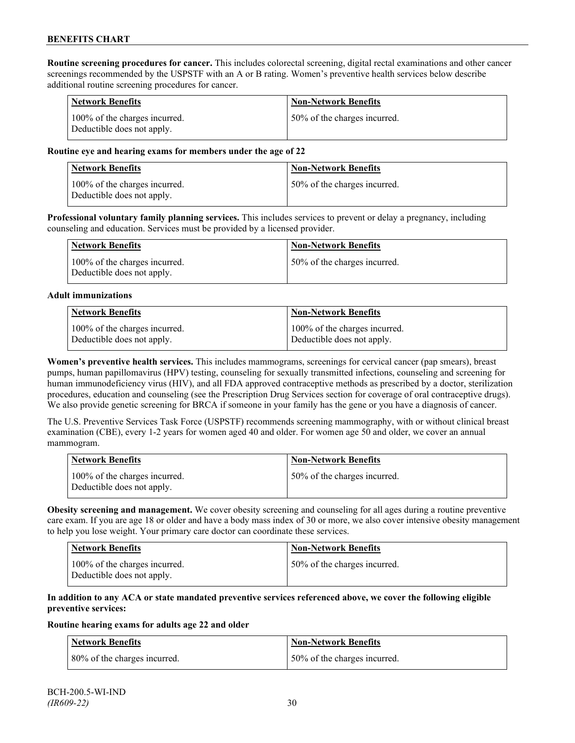**Routine screening procedures for cancer.** This includes colorectal screening, digital rectal examinations and other cancer screenings recommended by the USPSTF with an A or B rating. Women's preventive health services below describe additional routine screening procedures for cancer.

| Network Benefits | Non-Network Benefits |
| --- | --- |
| 100% of the charges incurred. Deductible does not apply. | 50% of the charges incurred. |

**Routine eye and hearing exams for members under the age of 22**

| Network Benefits | Non-Network Benefits |
| --- | --- |
| 100% of the charges incurred. Deductible does not apply. | 50% of the charges incurred. |

**Professional voluntary family planning services.** This includes services to prevent or delay a pregnancy, including counseling and education. Services must be provided by a licensed provider.

| Network Benefits | Non-Network Benefits |
| --- | --- |
| 100% of the charges incurred. Deductible does not apply. | 50% of the charges incurred. |

**Adult immunizations**

| Network Benefits | Non-Network Benefits |
| --- | --- |
| 100% of the charges incurred. Deductible does not apply. | 100% of the charges incurred. Deductible does not apply. |

**Women's preventive health services.** This includes mammograms, screenings for cervical cancer (pap smears), breast pumps, human papillomavirus (HPV) testing, counseling for sexually transmitted infections, counseling and screening for human immunodeficiency virus (HIV), and all FDA approved contraceptive methods as prescribed by a doctor, sterilization procedures, education and counseling (see the Prescription Drug Services section for coverage of oral contraceptive drugs). We also provide genetic screening for BRCA if someone in your family has the gene or you have a diagnosis of cancer.

The U.S. Preventive Services Task Force (USPSTF) recommends screening mammography, with or without clinical breast examination (CBE), every 1-2 years for women aged 40 and older. For women age 50 and older, we cover an annual mammogram.

| Network Benefits | Non-Network Benefits |
| --- | --- |
| 100% of the charges incurred. Deductible does not apply. | 50% of the charges incurred. |

**Obesity screening and management.** We cover obesity screening and counseling for all ages during a routine preventive care exam. If you are age 18 or older and have a body mass index of 30 or more, we also cover intensive obesity management to help you lose weight. Your primary care doctor can coordinate these services.

| Network Benefits | Non-Network Benefits |
| --- | --- |
| 100% of the charges incurred. Deductible does not apply. | 50% of the charges incurred. |

**In addition to any ACA or state mandated preventive services referenced above, we cover the following eligible preventive services:**

**Routine hearing exams for adults age 22 and older**

| Network Benefits | Non-Network Benefits |
| --- | --- |
| 80% of the charges incurred. | 50% of the charges incurred. |

BCH-200.5-WI-IND
*(IR609-22)*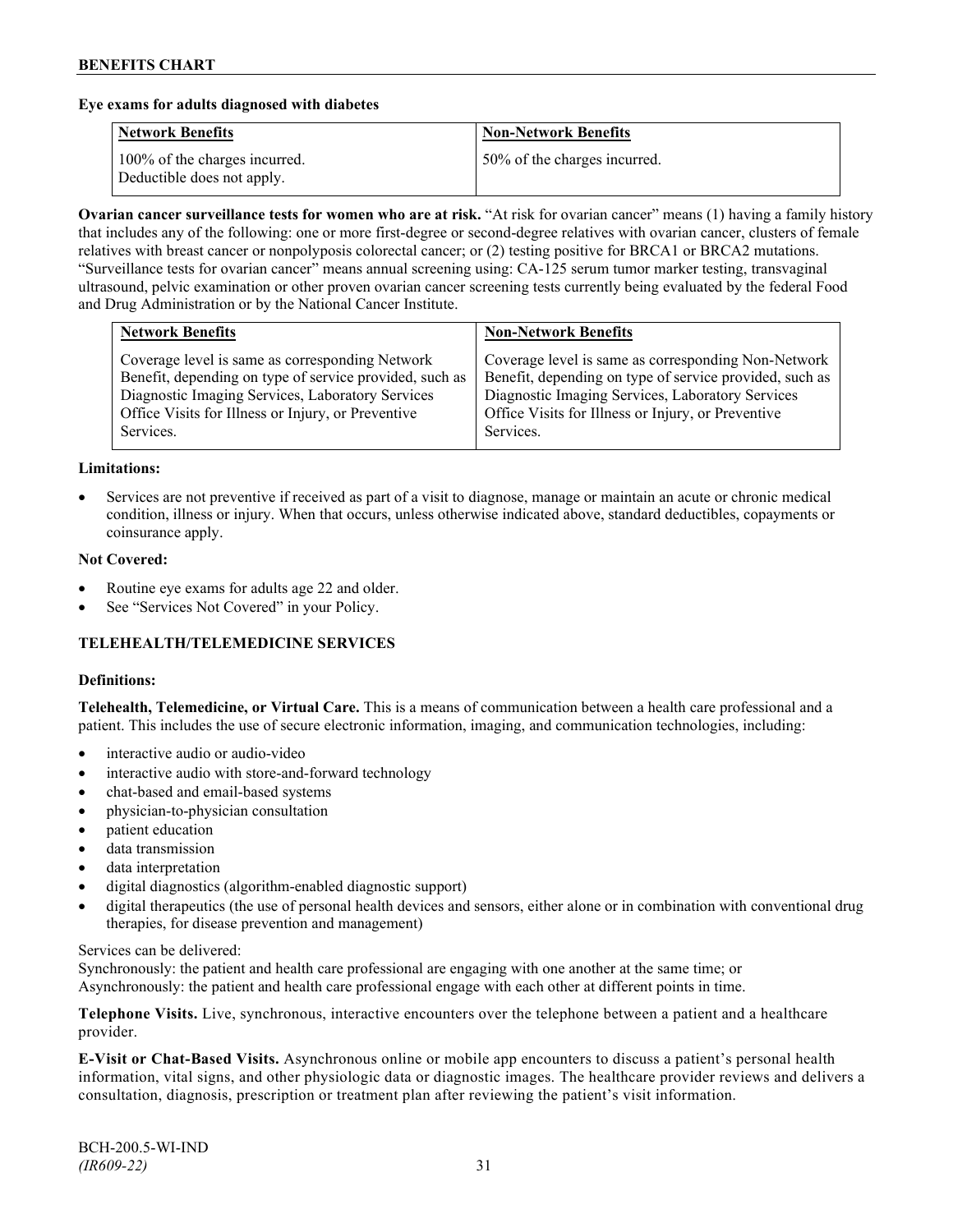**Eye exams for adults diagnosed with diabetes**

| Network Benefits | Non-Network Benefits |
| --- | --- |
| 100% of the charges incurred. Deductible does not apply. | 50% of the charges incurred. |

**Ovarian cancer surveillance tests for women who are at risk.** "At risk for ovarian cancer" means (1) having a family history that includes any of the following: one or more first-degree or second-degree relatives with ovarian cancer, clusters of female relatives with breast cancer or nonpolyposis colorectal cancer; or (2) testing positive for BRCA1 or BRCA2 mutations. "Surveillance tests for ovarian cancer" means annual screening using: CA-125 serum tumor marker testing, transvaginal ultrasound, pelvic examination or other proven ovarian cancer screening tests currently being evaluated by the federal Food and Drug Administration or by the National Cancer Institute.

| Network Benefits | Non-Network Benefits |
| --- | --- |
| Coverage level is same as corresponding Network Benefit, depending on type of service provided, such as Diagnostic Imaging Services, Laboratory Services Office Visits for Illness or Injury, or Preventive Services. | Coverage level is same as corresponding Non-Network Benefit, depending on type of service provided, such as Diagnostic Imaging Services, Laboratory Services Office Visits for Illness or Injury, or Preventive Services. |

**Limitations:**

- Services are not preventive if received as part of a visit to diagnose, manage or maintain an acute or chronic medical condition, illness or injury. When that occurs, unless otherwise indicated above, standard deductibles, copayments or coinsurance apply.

**Not Covered:**

- Routine eye exams for adults age 22 and older.
- See "Services Not Covered" in your Policy.

### TELEHEALTH/TELEMEDICINE SERVICES

**Definitions:**

**Telehealth, Telemedicine, or Virtual Care.** This is a means of communication between a health care professional and a patient. This includes the use of secure electronic information, imaging, and communication technologies, including:

- interactive audio or audio-video
- interactive audio with store-and-forward technology
- chat-based and email-based systems
- physician-to-physician consultation
- patient education
- data transmission
- data interpretation
- digital diagnostics (algorithm-enabled diagnostic support)
- digital therapeutics (the use of personal health devices and sensors, either alone or in combination with conventional drug therapies, for disease prevention and management)

Services can be delivered:
Synchronously: the patient and health care professional are engaging with one another at the same time; or
Asynchronously: the patient and health care professional engage with each other at different points in time.

**Telephone Visits.** Live, synchronous, interactive encounters over the telephone between a patient and a healthcare provider.

**E-Visit or Chat-Based Visits.** Asynchronous online or mobile app encounters to discuss a patient's personal health information, vital signs, and other physiologic data or diagnostic images. The healthcare provider reviews and delivers a consultation, diagnosis, prescription or treatment plan after reviewing the patient's visit information.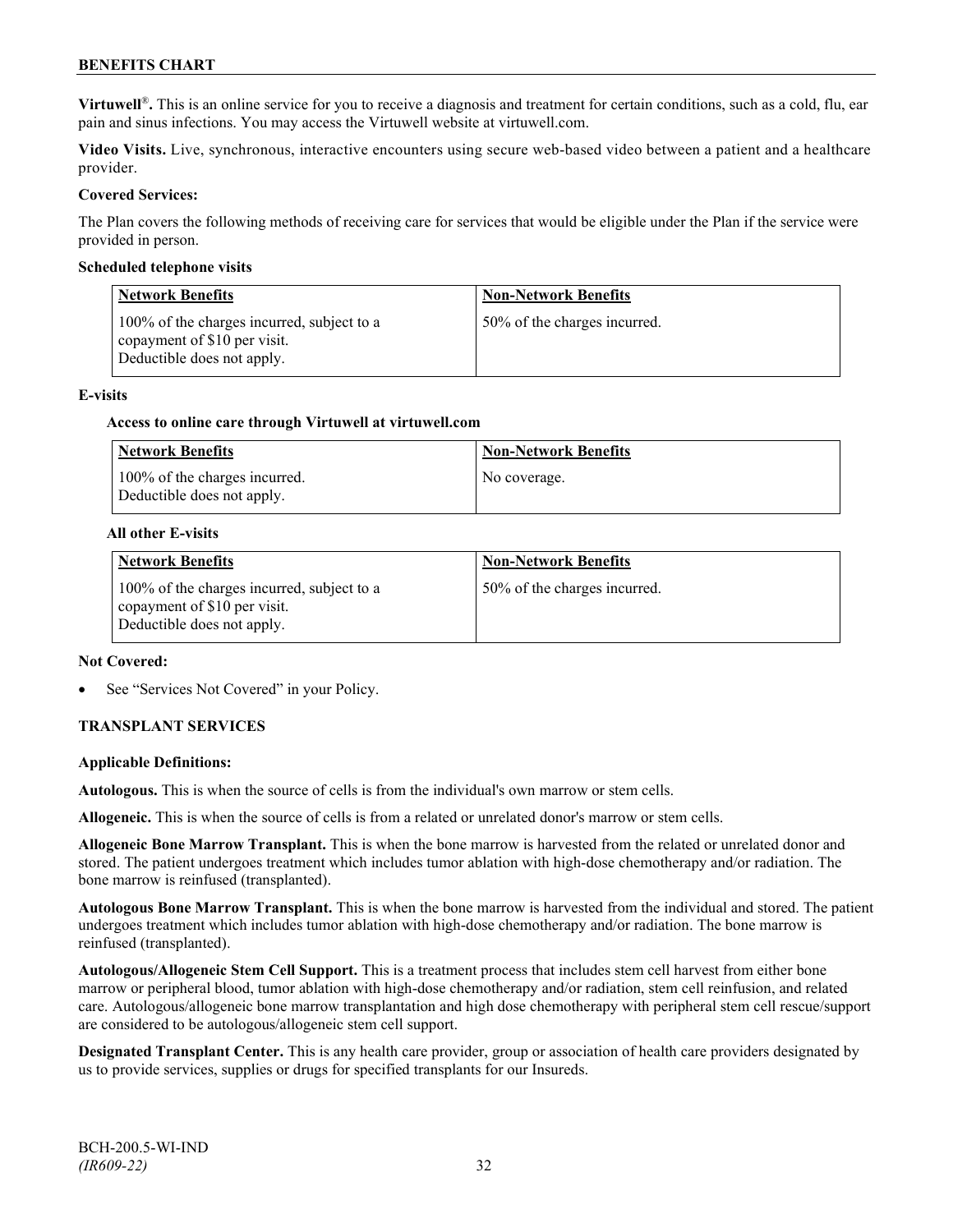**Virtuwell®.** This is an online service for you to receive a diagnosis and treatment for certain conditions, such as a cold, flu, ear pain and sinus infections. You may access the Virtuwell website at virtuwell.com.

**Video Visits.** Live, synchronous, interactive encounters using secure web-based video between a patient and a healthcare provider.

**Covered Services:**

The Plan covers the following methods of receiving care for services that would be eligible under the Plan if the service were provided in person.

**Scheduled telephone visits**

| Network Benefits | Non-Network Benefits |
|---|---|
| 100% of the charges incurred, subject to a copayment of $10 per visit. Deductible does not apply. | 50% of the charges incurred. |

**E-visits**

**Access to online care through Virtuwell at virtuwell.com**

| Network Benefits | Non-Network Benefits |
|---|---|
| 100% of the charges incurred. Deductible does not apply. | No coverage. |

**All other E-visits**

| Network Benefits | Non-Network Benefits |
|---|---|
| 100% of the charges incurred, subject to a copayment of $10 per visit. Deductible does not apply. | 50% of the charges incurred. |

**Not Covered:**

- See "Services Not Covered" in your Policy.

## TRANSPLANT SERVICES

**Applicable Definitions:**

**Autologous.** This is when the source of cells is from the individual's own marrow or stem cells.

**Allogeneic.** This is when the source of cells is from a related or unrelated donor's marrow or stem cells.

**Allogeneic Bone Marrow Transplant.** This is when the bone marrow is harvested from the related or unrelated donor and stored. The patient undergoes treatment which includes tumor ablation with high-dose chemotherapy and/or radiation. The bone marrow is reinfused (transplanted).

**Autologous Bone Marrow Transplant.** This is when the bone marrow is harvested from the individual and stored. The patient undergoes treatment which includes tumor ablation with high-dose chemotherapy and/or radiation. The bone marrow is reinfused (transplanted).

**Autologous/Allogeneic Stem Cell Support.** This is a treatment process that includes stem cell harvest from either bone marrow or peripheral blood, tumor ablation with high-dose chemotherapy and/or radiation, stem cell reinfusion, and related care. Autologous/allogeneic bone marrow transplantation and high dose chemotherapy with peripheral stem cell rescue/support are considered to be autologous/allogeneic stem cell support.

**Designated Transplant Center.** This is any health care provider, group or association of health care providers designated by us to provide services, supplies or drugs for specified transplants for our Insureds.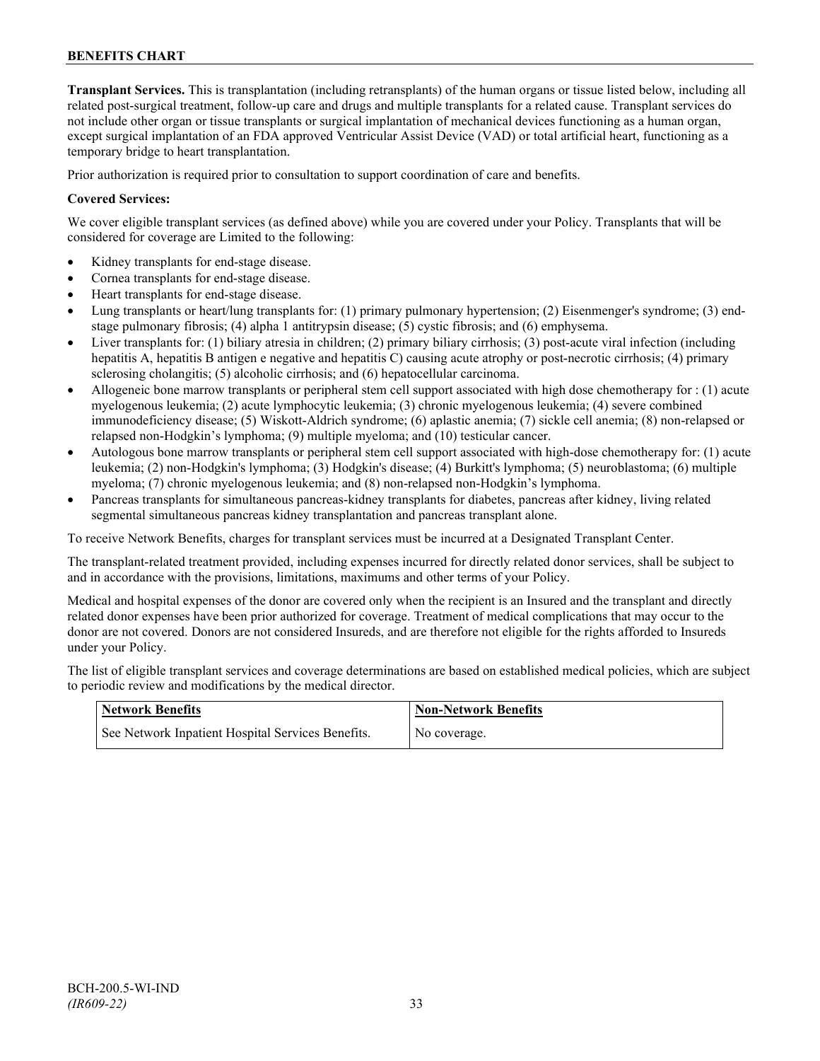**Transplant Services.** This is transplantation (including retransplants) of the human organs or tissue listed below, including all related post-surgical treatment, follow-up care and drugs and multiple transplants for a related cause. Transplant services do not include other organ or tissue transplants or surgical implantation of mechanical devices functioning as a human organ, except surgical implantation of an FDA approved Ventricular Assist Device (VAD) or total artificial heart, functioning as a temporary bridge to heart transplantation.

Prior authorization is required prior to consultation to support coordination of care and benefits.

**Covered Services:**

We cover eligible transplant services (as defined above) while you are covered under your Policy. Transplants that will be considered for coverage are Limited to the following:

- Kidney transplants for end-stage disease.
- Cornea transplants for end-stage disease.
- Heart transplants for end-stage disease.
- Lung transplants or heart/lung transplants for: (1) primary pulmonary hypertension; (2) Eisenmenger's syndrome; (3) end-stage pulmonary fibrosis; (4) alpha 1 antitrypsin disease; (5) cystic fibrosis; and (6) emphysema.
- Liver transplants for: (1) biliary atresia in children; (2) primary biliary cirrhosis; (3) post-acute viral infection (including hepatitis A, hepatitis B antigen e negative and hepatitis C) causing acute atrophy or post-necrotic cirrhosis; (4) primary sclerosing cholangitis; (5) alcoholic cirrhosis; and (6) hepatocellular carcinoma.
- Allogeneic bone marrow transplants or peripheral stem cell support associated with high dose chemotherapy for : (1) acute myelogenous leukemia; (2) acute lymphocytic leukemia; (3) chronic myelogenous leukemia; (4) severe combined immunodeficiency disease; (5) Wiskott-Aldrich syndrome; (6) aplastic anemia; (7) sickle cell anemia; (8) non-relapsed or relapsed non-Hodgkin's lymphoma; (9) multiple myeloma; and (10) testicular cancer.
- Autologous bone marrow transplants or peripheral stem cell support associated with high-dose chemotherapy for: (1) acute leukemia; (2) non-Hodgkin's lymphoma; (3) Hodgkin's disease; (4) Burkitt's lymphoma; (5) neuroblastoma; (6) multiple myeloma; (7) chronic myelogenous leukemia; and (8) non-relapsed non-Hodgkin's lymphoma.
- Pancreas transplants for simultaneous pancreas-kidney transplants for diabetes, pancreas after kidney, living related segmental simultaneous pancreas kidney transplantation and pancreas transplant alone.

To receive Network Benefits, charges for transplant services must be incurred at a Designated Transplant Center.

The transplant-related treatment provided, including expenses incurred for directly related donor services, shall be subject to and in accordance with the provisions, limitations, maximums and other terms of your Policy.

Medical and hospital expenses of the donor are covered only when the recipient is an Insured and the transplant and directly related donor expenses have been prior authorized for coverage. Treatment of medical complications that may occur to the donor are not covered. Donors are not considered Insureds, and are therefore not eligible for the rights afforded to Insureds under your Policy.

The list of eligible transplant services and coverage determinations are based on established medical policies, which are subject to periodic review and modifications by the medical director.

| Network Benefits | Non-Network Benefits |
|---|---|
| See Network Inpatient Hospital Services Benefits. | No coverage. |

BCH-200.5-WI-IND
*(IR609-22)*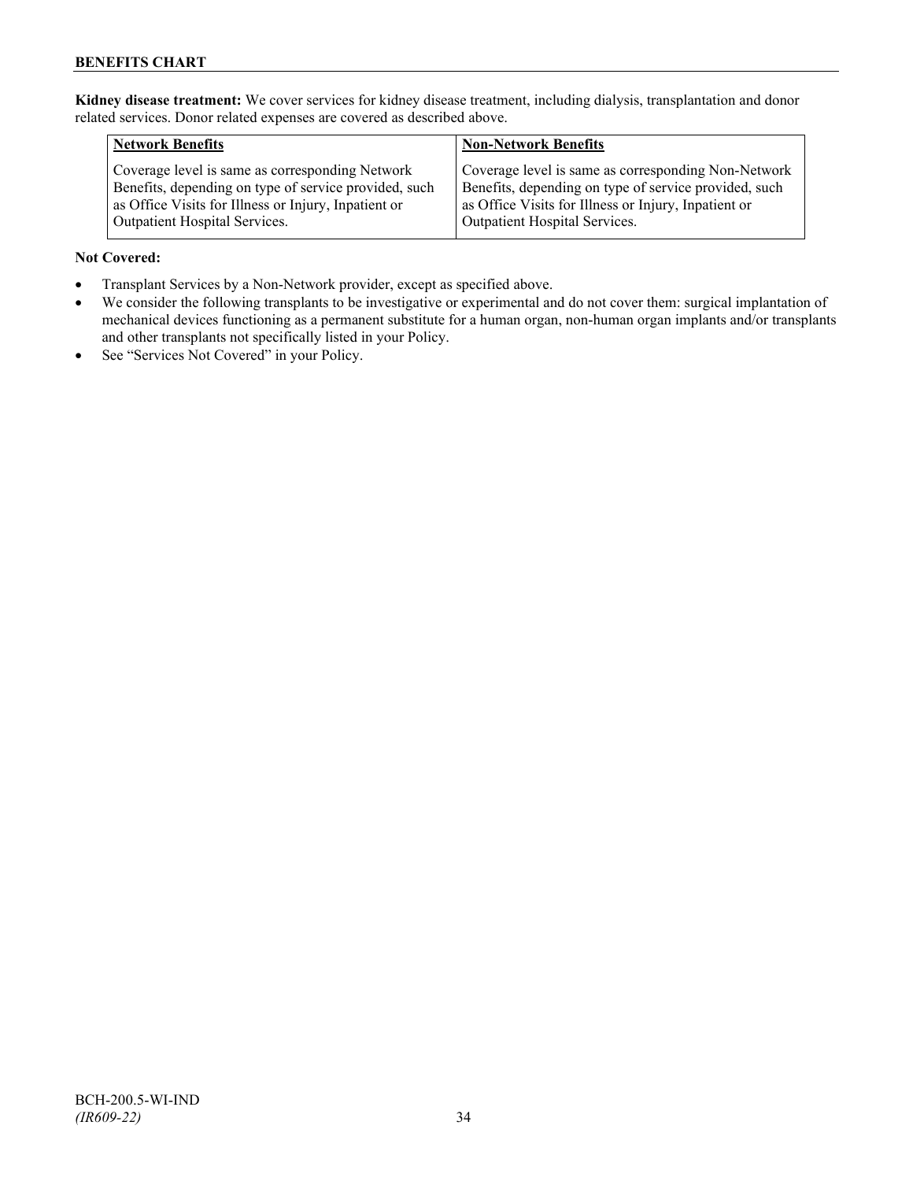**Kidney disease treatment:** We cover services for kidney disease treatment, including dialysis, transplantation and donor related services. Donor related expenses are covered as described above.

| Network Benefits | Non-Network Benefits |
|---|---|
| Coverage level is same as corresponding Network Benefits, depending on type of service provided, such as Office Visits for Illness or Injury, Inpatient or Outpatient Hospital Services. | Coverage level is same as corresponding Non-Network Benefits, depending on type of service provided, such as Office Visits for Illness or Injury, Inpatient or Outpatient Hospital Services. |

**Not Covered:**

- Transplant Services by a Non-Network provider, except as specified above.
- We consider the following transplants to be investigative or experimental and do not cover them: surgical implantation of mechanical devices functioning as a permanent substitute for a human organ, non-human organ implants and/or transplants and other transplants not specifically listed in your Policy.
- See "Services Not Covered" in your Policy.

BCH-200.5-WI-IND
*(IR609-22)*